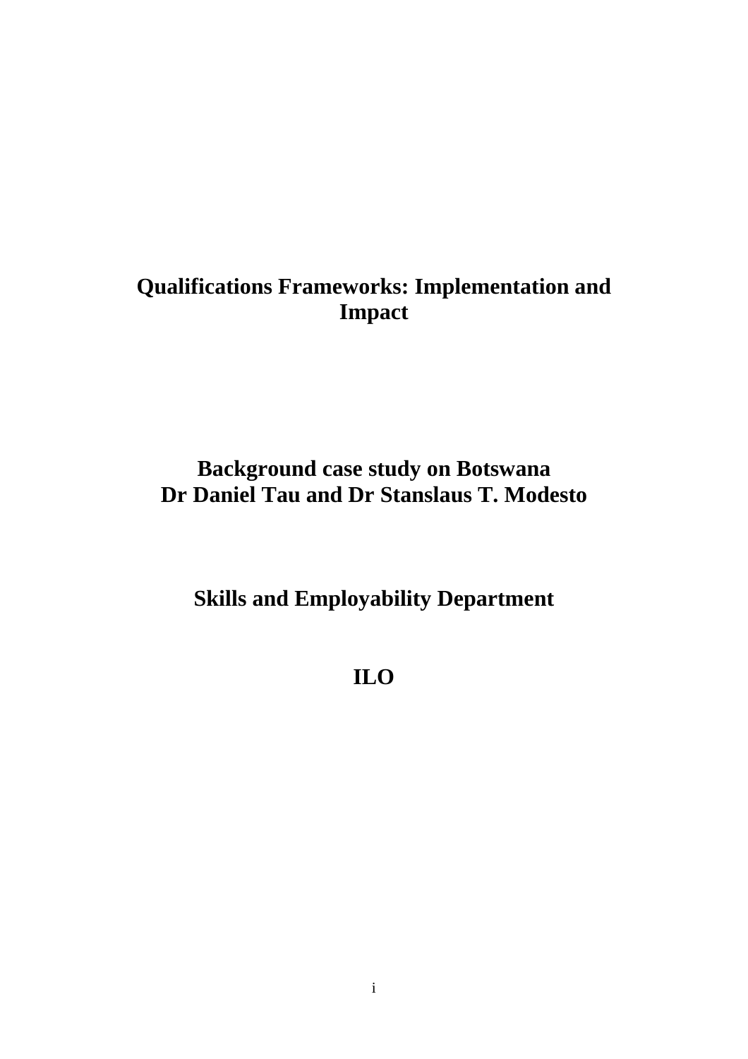# Qualifications Frameworks: Implementation and Impact

## Background case study on Botswana
## Dr Daniel Tau and Dr Stanslaus T. Modesto

## Skills and Employability Department

## ILO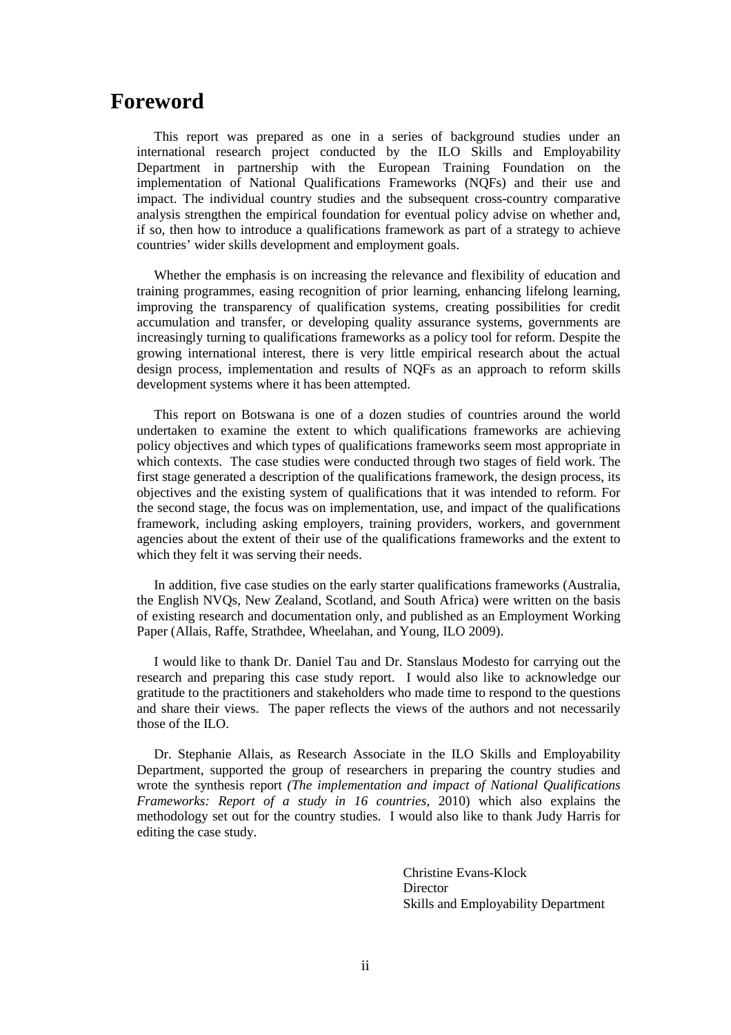# Foreword

This report was prepared as one in a series of background studies under an international research project conducted by the ILO Skills and Employability Department in partnership with the European Training Foundation on the implementation of National Qualifications Frameworks (NQFs) and their use and impact. The individual country studies and the subsequent cross-country comparative analysis strengthen the empirical foundation for eventual policy advise on whether and, if so, then how to introduce a qualifications framework as part of a strategy to achieve countries' wider skills development and employment goals.

Whether the emphasis is on increasing the relevance and flexibility of education and training programmes, easing recognition of prior learning, enhancing lifelong learning, improving the transparency of qualification systems, creating possibilities for credit accumulation and transfer, or developing quality assurance systems, governments are increasingly turning to qualifications frameworks as a policy tool for reform. Despite the growing international interest, there is very little empirical research about the actual design process, implementation and results of NQFs as an approach to reform skills development systems where it has been attempted.

This report on Botswana is one of a dozen studies of countries around the world undertaken to examine the extent to which qualifications frameworks are achieving policy objectives and which types of qualifications frameworks seem most appropriate in which contexts. The case studies were conducted through two stages of field work. The first stage generated a description of the qualifications framework, the design process, its objectives and the existing system of qualifications that it was intended to reform. For the second stage, the focus was on implementation, use, and impact of the qualifications framework, including asking employers, training providers, workers, and government agencies about the extent of their use of the qualifications frameworks and the extent to which they felt it was serving their needs.

In addition, five case studies on the early starter qualifications frameworks (Australia, the English NVQs, New Zealand, Scotland, and South Africa) were written on the basis of existing research and documentation only, and published as an Employment Working Paper (Allais, Raffe, Strathdee, Wheelahan, and Young, ILO 2009).

I would like to thank Dr. Daniel Tau and Dr. Stanslaus Modesto for carrying out the research and preparing this case study report. I would also like to acknowledge our gratitude to the practitioners and stakeholders who made time to respond to the questions and share their views. The paper reflects the views of the authors and not necessarily those of the ILO.

Dr. Stephanie Allais, as Research Associate in the ILO Skills and Employability Department, supported the group of researchers in preparing the country studies and wrote the synthesis report *(The implementation and impact of National Qualifications Frameworks: Report of a study in 16 countries*, 2010) which also explains the methodology set out for the country studies. I would also like to thank Judy Harris for editing the case study.

Christine Evans-Klock
Director
Skills and Employability Department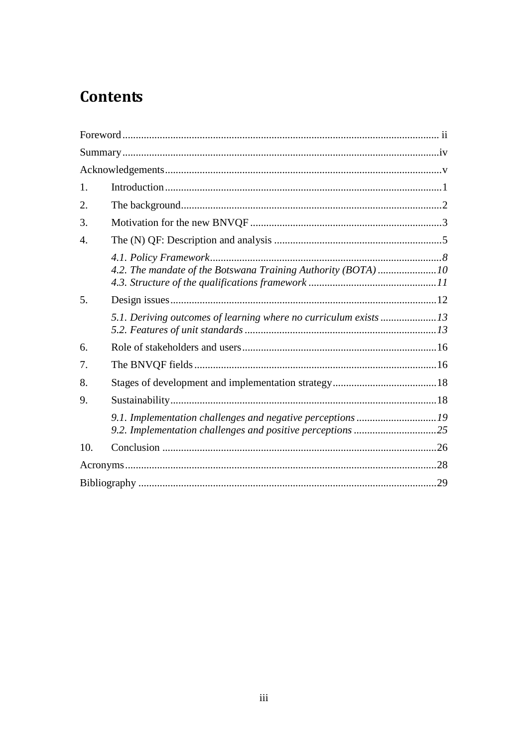# Contents

Foreword ..... ii

Summary ..... iv

Acknowledgements ..... v

1. Introduction ..... 1
2. The background ..... 2
3. Motivation for the new BNVQF ..... 3
4. The (N) QF: Description and analysis ..... 5
   - *4.1. Policy Framework ..... 8*
   - *4.2. The mandate of the Botswana Training Authority (BOTA) ..... 10*
   - *4.3. Structure of the qualifications framework ..... 11*
5. Design issues ..... 12
   - *5.1. Deriving outcomes of learning where no curriculum exists ..... 13*
   - *5.2. Features of unit standards ..... 13*
6. Role of stakeholders and users ..... 16
7. The BNVQF fields ..... 16
8. Stages of development and implementation strategy ..... 18
9. Sustainability ..... 18
   - *9.1. Implementation challenges and negative perceptions ..... 19*
   - *9.2. Implementation challenges and positive perceptions ..... 25*
10. Conclusion ..... 26

Acronyms ..... 28

Bibliography ..... 29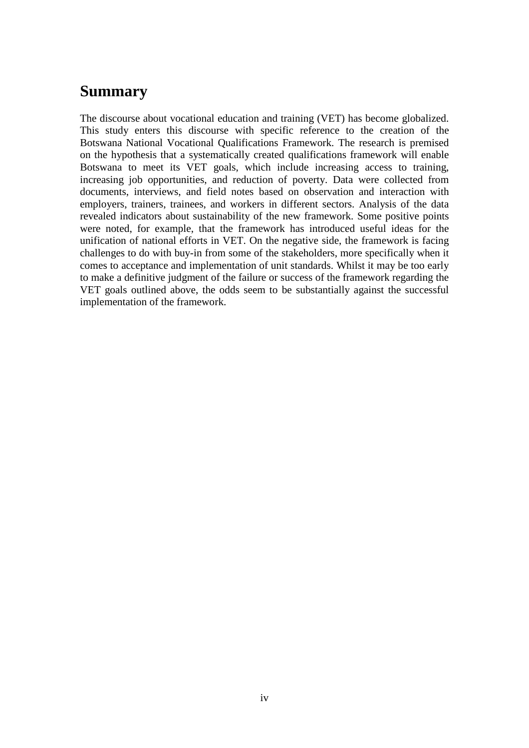## Summary

The discourse about vocational education and training (VET) has become globalized. This study enters this discourse with specific reference to the creation of the Botswana National Vocational Qualifications Framework. The research is premised on the hypothesis that a systematically created qualifications framework will enable Botswana to meet its VET goals, which include increasing access to training, increasing job opportunities, and reduction of poverty. Data were collected from documents, interviews, and field notes based on observation and interaction with employers, trainers, trainees, and workers in different sectors. Analysis of the data revealed indicators about sustainability of the new framework. Some positive points were noted, for example, that the framework has introduced useful ideas for the unification of national efforts in VET. On the negative side, the framework is facing challenges to do with buy-in from some of the stakeholders, more specifically when it comes to acceptance and implementation of unit standards. Whilst it may be too early to make a definitive judgment of the failure or success of the framework regarding the VET goals outlined above, the odds seem to be substantially against the successful implementation of the framework.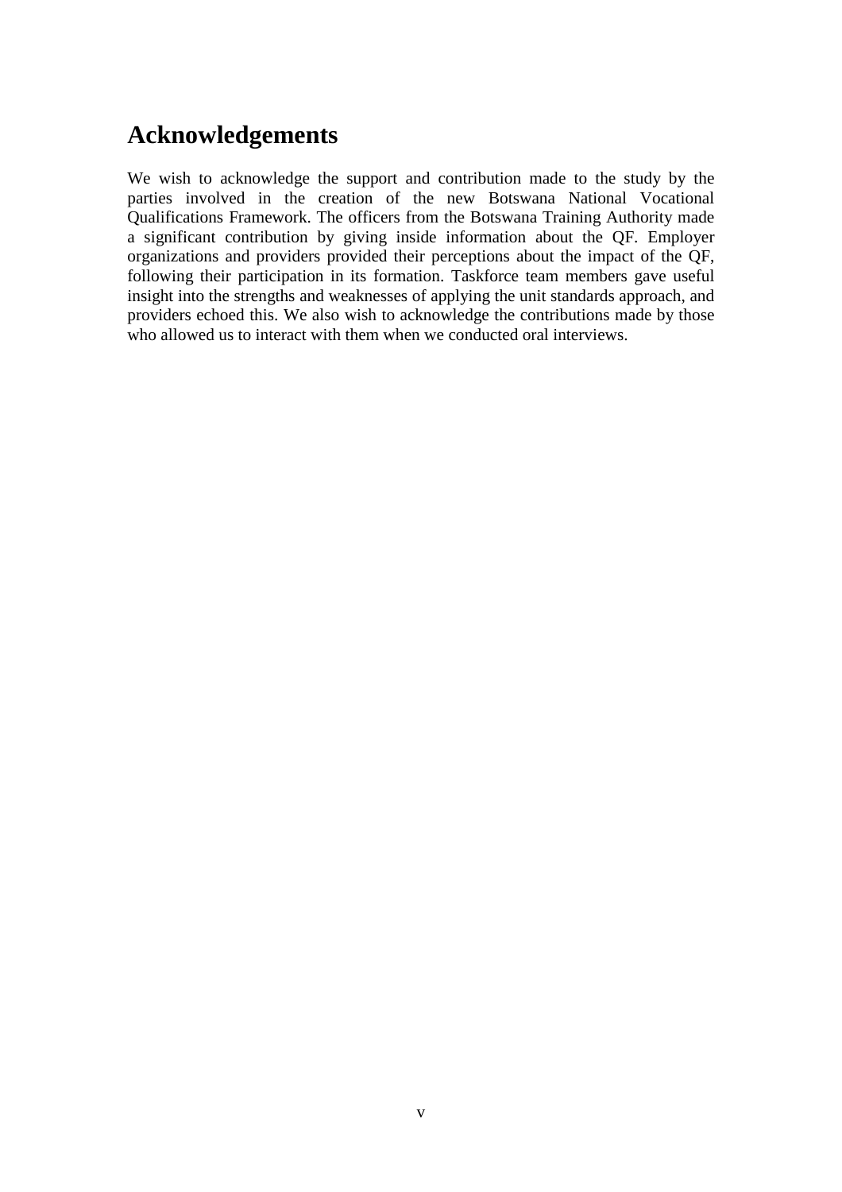# Acknowledgements

We wish to acknowledge the support and contribution made to the study by the parties involved in the creation of the new Botswana National Vocational Qualifications Framework. The officers from the Botswana Training Authority made a significant contribution by giving inside information about the QF. Employer organizations and providers provided their perceptions about the impact of the QF, following their participation in its formation. Taskforce team members gave useful insight into the strengths and weaknesses of applying the unit standards approach, and providers echoed this. We also wish to acknowledge the contributions made by those who allowed us to interact with them when we conducted oral interviews.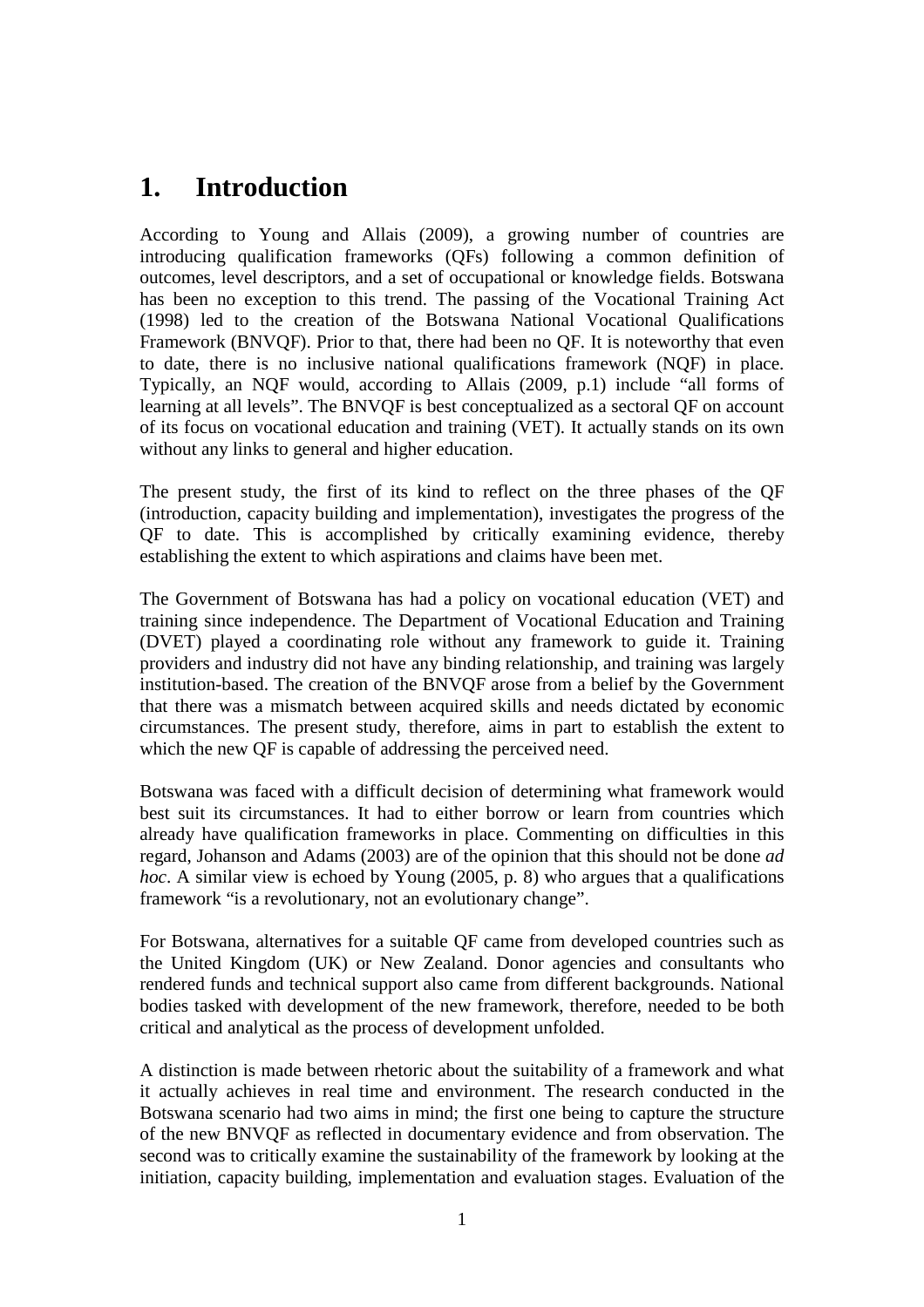# 1. Introduction

According to Young and Allais (2009), a growing number of countries are introducing qualification frameworks (QFs) following a common definition of outcomes, level descriptors, and a set of occupational or knowledge fields. Botswana has been no exception to this trend. The passing of the Vocational Training Act (1998) led to the creation of the Botswana National Vocational Qualifications Framework (BNVQF). Prior to that, there had been no QF. It is noteworthy that even to date, there is no inclusive national qualifications framework (NQF) in place. Typically, an NQF would, according to Allais (2009, p.1) include "all forms of learning at all levels". The BNVQF is best conceptualized as a sectoral QF on account of its focus on vocational education and training (VET). It actually stands on its own without any links to general and higher education.

The present study, the first of its kind to reflect on the three phases of the QF (introduction, capacity building and implementation), investigates the progress of the QF to date. This is accomplished by critically examining evidence, thereby establishing the extent to which aspirations and claims have been met.

The Government of Botswana has had a policy on vocational education (VET) and training since independence. The Department of Vocational Education and Training (DVET) played a coordinating role without any framework to guide it. Training providers and industry did not have any binding relationship, and training was largely institution-based. The creation of the BNVQF arose from a belief by the Government that there was a mismatch between acquired skills and needs dictated by economic circumstances. The present study, therefore, aims in part to establish the extent to which the new QF is capable of addressing the perceived need.

Botswana was faced with a difficult decision of determining what framework would best suit its circumstances. It had to either borrow or learn from countries which already have qualification frameworks in place. Commenting on difficulties in this regard, Johanson and Adams (2003) are of the opinion that this should not be done *ad hoc*. A similar view is echoed by Young (2005, p. 8) who argues that a qualifications framework "is a revolutionary, not an evolutionary change".

For Botswana, alternatives for a suitable QF came from developed countries such as the United Kingdom (UK) or New Zealand. Donor agencies and consultants who rendered funds and technical support also came from different backgrounds. National bodies tasked with development of the new framework, therefore, needed to be both critical and analytical as the process of development unfolded.

A distinction is made between rhetoric about the suitability of a framework and what it actually achieves in real time and environment. The research conducted in the Botswana scenario had two aims in mind; the first one being to capture the structure of the new BNVQF as reflected in documentary evidence and from observation. The second was to critically examine the sustainability of the framework by looking at the initiation, capacity building, implementation and evaluation stages. Evaluation of the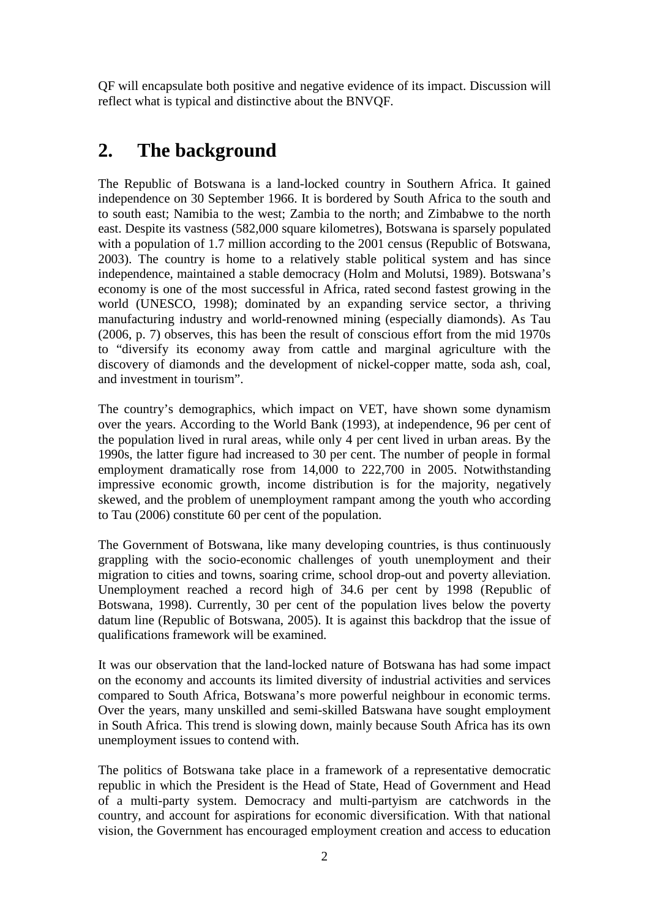QF will encapsulate both positive and negative evidence of its impact. Discussion will reflect what is typical and distinctive about the BNVQF.

## 2. The background

The Republic of Botswana is a land-locked country in Southern Africa. It gained independence on 30 September 1966. It is bordered by South Africa to the south and to south east; Namibia to the west; Zambia to the north; and Zimbabwe to the north east. Despite its vastness (582,000 square kilometres), Botswana is sparsely populated with a population of 1.7 million according to the 2001 census (Republic of Botswana, 2003). The country is home to a relatively stable political system and has since independence, maintained a stable democracy (Holm and Molutsi, 1989). Botswana's economy is one of the most successful in Africa, rated second fastest growing in the world (UNESCO, 1998); dominated by an expanding service sector, a thriving manufacturing industry and world-renowned mining (especially diamonds). As Tau (2006, p. 7) observes, this has been the result of conscious effort from the mid 1970s to "diversify its economy away from cattle and marginal agriculture with the discovery of diamonds and the development of nickel-copper matte, soda ash, coal, and investment in tourism".

The country's demographics, which impact on VET, have shown some dynamism over the years. According to the World Bank (1993), at independence, 96 per cent of the population lived in rural areas, while only 4 per cent lived in urban areas. By the 1990s, the latter figure had increased to 30 per cent. The number of people in formal employment dramatically rose from 14,000 to 222,700 in 2005. Notwithstanding impressive economic growth, income distribution is for the majority, negatively skewed, and the problem of unemployment rampant among the youth who according to Tau (2006) constitute 60 per cent of the population.

The Government of Botswana, like many developing countries, is thus continuously grappling with the socio-economic challenges of youth unemployment and their migration to cities and towns, soaring crime, school drop-out and poverty alleviation. Unemployment reached a record high of 34.6 per cent by 1998 (Republic of Botswana, 1998). Currently, 30 per cent of the population lives below the poverty datum line (Republic of Botswana, 2005). It is against this backdrop that the issue of qualifications framework will be examined.

It was our observation that the land-locked nature of Botswana has had some impact on the economy and accounts its limited diversity of industrial activities and services compared to South Africa, Botswana's more powerful neighbour in economic terms. Over the years, many unskilled and semi-skilled Batswana have sought employment in South Africa. This trend is slowing down, mainly because South Africa has its own unemployment issues to contend with.

The politics of Botswana take place in a framework of a representative democratic republic in which the President is the Head of State, Head of Government and Head of a multi-party system. Democracy and multi-partyism are catchwords in the country, and account for aspirations for economic diversification. With that national vision, the Government has encouraged employment creation and access to education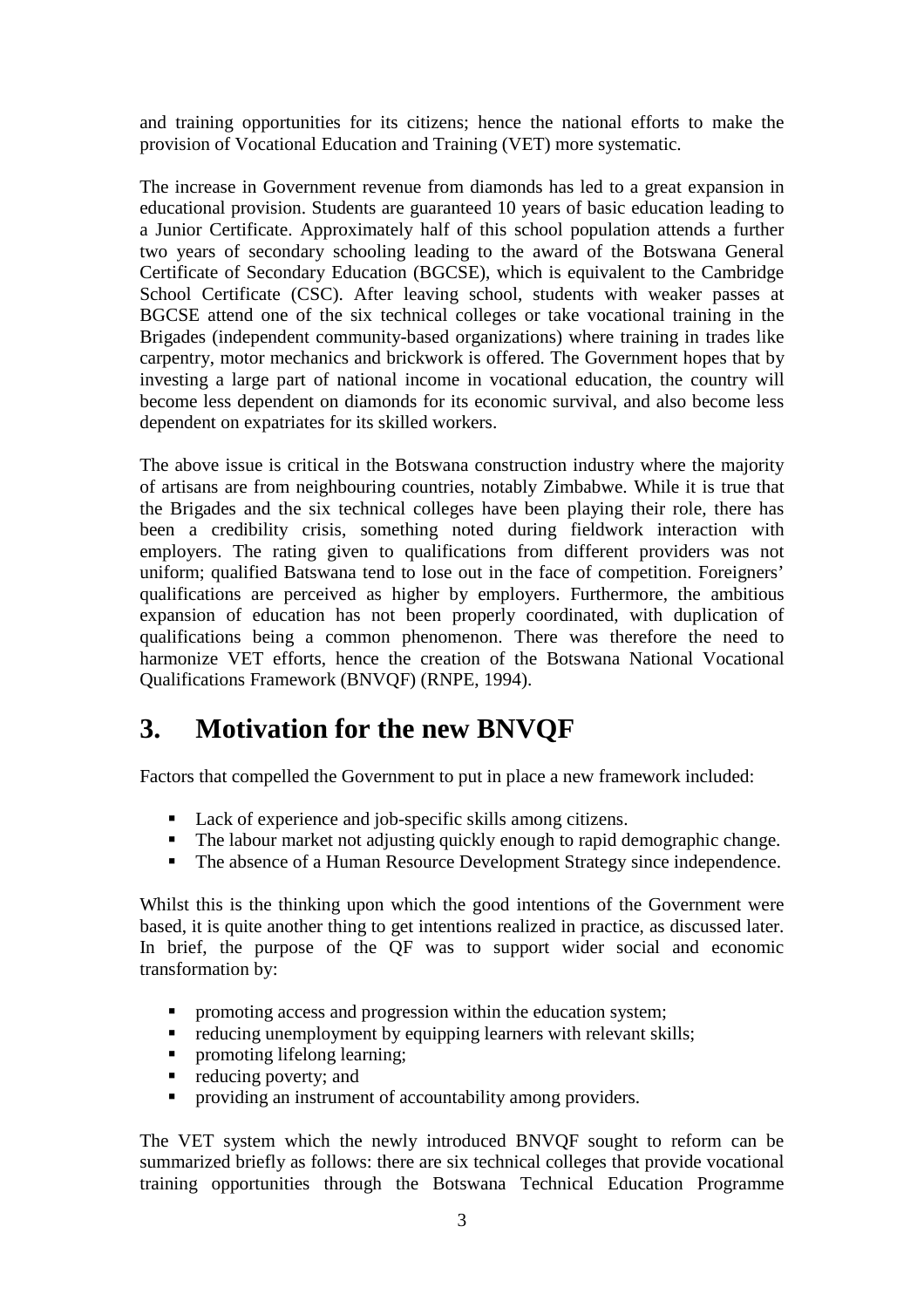and training opportunities for its citizens; hence the national efforts to make the provision of Vocational Education and Training (VET) more systematic.

The increase in Government revenue from diamonds has led to a great expansion in educational provision. Students are guaranteed 10 years of basic education leading to a Junior Certificate. Approximately half of this school population attends a further two years of secondary schooling leading to the award of the Botswana General Certificate of Secondary Education (BGCSE), which is equivalent to the Cambridge School Certificate (CSC). After leaving school, students with weaker passes at BGCSE attend one of the six technical colleges or take vocational training in the Brigades (independent community-based organizations) where training in trades like carpentry, motor mechanics and brickwork is offered. The Government hopes that by investing a large part of national income in vocational education, the country will become less dependent on diamonds for its economic survival, and also become less dependent on expatriates for its skilled workers.

The above issue is critical in the Botswana construction industry where the majority of artisans are from neighbouring countries, notably Zimbabwe. While it is true that the Brigades and the six technical colleges have been playing their role, there has been a credibility crisis, something noted during fieldwork interaction with employers. The rating given to qualifications from different providers was not uniform; qualified Batswana tend to lose out in the face of competition. Foreigners' qualifications are perceived as higher by employers. Furthermore, the ambitious expansion of education has not been properly coordinated, with duplication of qualifications being a common phenomenon. There was therefore the need to harmonize VET efforts, hence the creation of the Botswana National Vocational Qualifications Framework (BNVQF) (RNPE, 1994).

# 3. Motivation for the new BNVQF

Factors that compelled the Government to put in place a new framework included:

- Lack of experience and job-specific skills among citizens.
- The labour market not adjusting quickly enough to rapid demographic change.
- The absence of a Human Resource Development Strategy since independence.

Whilst this is the thinking upon which the good intentions of the Government were based, it is quite another thing to get intentions realized in practice, as discussed later. In brief, the purpose of the QF was to support wider social and economic transformation by:

- promoting access and progression within the education system;
- reducing unemployment by equipping learners with relevant skills;
- promoting lifelong learning;
- reducing poverty; and
- providing an instrument of accountability among providers.

The VET system which the newly introduced BNVQF sought to reform can be summarized briefly as follows: there are six technical colleges that provide vocational training opportunities through the Botswana Technical Education Programme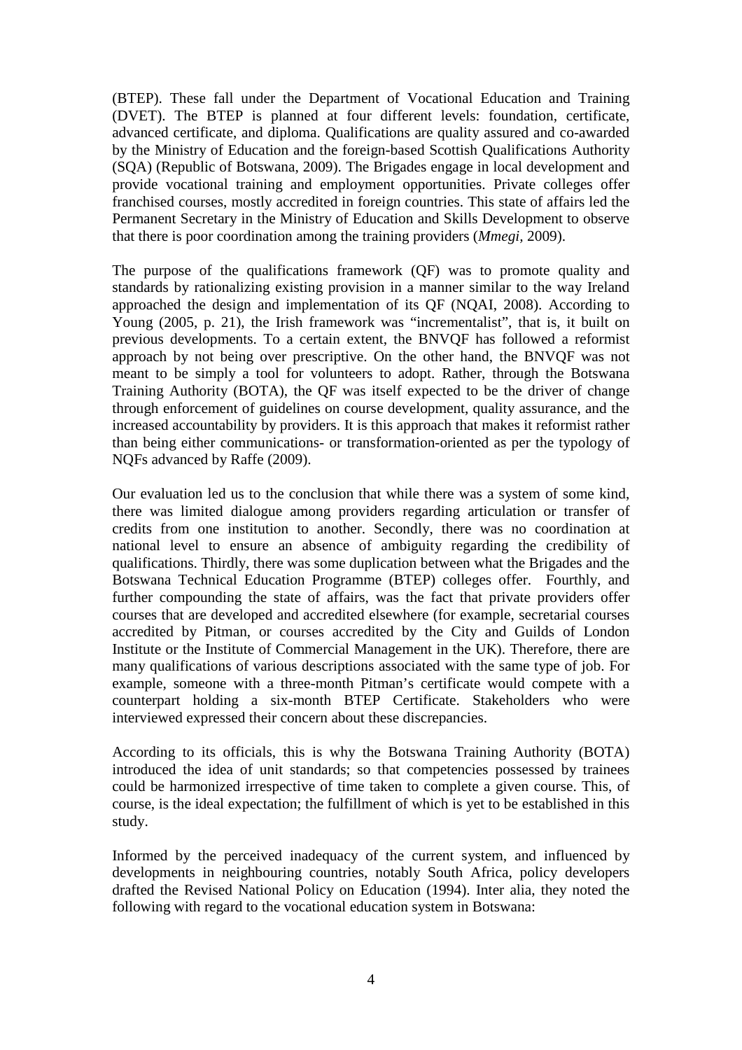(BTEP). These fall under the Department of Vocational Education and Training (DVET). The BTEP is planned at four different levels: foundation, certificate, advanced certificate, and diploma. Qualifications are quality assured and co-awarded by the Ministry of Education and the foreign-based Scottish Qualifications Authority (SQA) (Republic of Botswana, 2009). The Brigades engage in local development and provide vocational training and employment opportunities. Private colleges offer franchised courses, mostly accredited in foreign countries. This state of affairs led the Permanent Secretary in the Ministry of Education and Skills Development to observe that there is poor coordination among the training providers (*Mmegi,* 2009).

The purpose of the qualifications framework (QF) was to promote quality and standards by rationalizing existing provision in a manner similar to the way Ireland approached the design and implementation of its QF (NQAI, 2008). According to Young (2005, p. 21), the Irish framework was "incrementalist", that is, it built on previous developments. To a certain extent, the BNVQF has followed a reformist approach by not being over prescriptive. On the other hand, the BNVQF was not meant to be simply a tool for volunteers to adopt. Rather, through the Botswana Training Authority (BOTA), the QF was itself expected to be the driver of change through enforcement of guidelines on course development, quality assurance, and the increased accountability by providers. It is this approach that makes it reformist rather than being either communications- or transformation-oriented as per the typology of NQFs advanced by Raffe (2009).

Our evaluation led us to the conclusion that while there was a system of some kind, there was limited dialogue among providers regarding articulation or transfer of credits from one institution to another. Secondly, there was no coordination at national level to ensure an absence of ambiguity regarding the credibility of qualifications. Thirdly, there was some duplication between what the Brigades and the Botswana Technical Education Programme (BTEP) colleges offer. Fourthly, and further compounding the state of affairs, was the fact that private providers offer courses that are developed and accredited elsewhere (for example, secretarial courses accredited by Pitman, or courses accredited by the City and Guilds of London Institute or the Institute of Commercial Management in the UK). Therefore, there are many qualifications of various descriptions associated with the same type of job. For example, someone with a three-month Pitman's certificate would compete with a counterpart holding a six-month BTEP Certificate. Stakeholders who were interviewed expressed their concern about these discrepancies.

According to its officials, this is why the Botswana Training Authority (BOTA) introduced the idea of unit standards; so that competencies possessed by trainees could be harmonized irrespective of time taken to complete a given course. This, of course, is the ideal expectation; the fulfillment of which is yet to be established in this study.

Informed by the perceived inadequacy of the current system, and influenced by developments in neighbouring countries, notably South Africa, policy developers drafted the Revised National Policy on Education (1994). Inter alia, they noted the following with regard to the vocational education system in Botswana: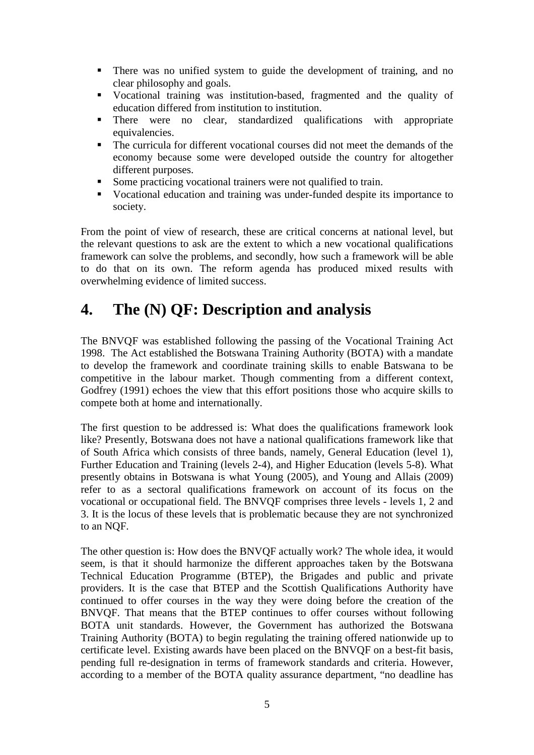- There was no unified system to guide the development of training, and no clear philosophy and goals.
- Vocational training was institution-based, fragmented and the quality of education differed from institution to institution.
- There were no clear, standardized qualifications with appropriate equivalencies.
- The curricula for different vocational courses did not meet the demands of the economy because some were developed outside the country for altogether different purposes.
- Some practicing vocational trainers were not qualified to train.
- Vocational education and training was under-funded despite its importance to society.

From the point of view of research, these are critical concerns at national level, but the relevant questions to ask are the extent to which a new vocational qualifications framework can solve the problems, and secondly, how such a framework will be able to do that on its own. The reform agenda has produced mixed results with overwhelming evidence of limited success.

# 4. The (N) QF: Description and analysis

The BNVQF was established following the passing of the Vocational Training Act 1998. The Act established the Botswana Training Authority (BOTA) with a mandate to develop the framework and coordinate training skills to enable Batswana to be competitive in the labour market. Though commenting from a different context, Godfrey (1991) echoes the view that this effort positions those who acquire skills to compete both at home and internationally.

The first question to be addressed is: What does the qualifications framework look like? Presently, Botswana does not have a national qualifications framework like that of South Africa which consists of three bands, namely, General Education (level 1), Further Education and Training (levels 2-4), and Higher Education (levels 5-8). What presently obtains in Botswana is what Young (2005), and Young and Allais (2009) refer to as a sectoral qualifications framework on account of its focus on the vocational or occupational field. The BNVQF comprises three levels - levels 1, 2 and 3. It is the locus of these levels that is problematic because they are not synchronized to an NQF.

The other question is: How does the BNVQF actually work? The whole idea, it would seem, is that it should harmonize the different approaches taken by the Botswana Technical Education Programme (BTEP), the Brigades and public and private providers. It is the case that BTEP and the Scottish Qualifications Authority have continued to offer courses in the way they were doing before the creation of the BNVQF. That means that the BTEP continues to offer courses without following BOTA unit standards. However, the Government has authorized the Botswana Training Authority (BOTA) to begin regulating the training offered nationwide up to certificate level. Existing awards have been placed on the BNVQF on a best-fit basis, pending full re-designation in terms of framework standards and criteria. However, according to a member of the BOTA quality assurance department, "no deadline has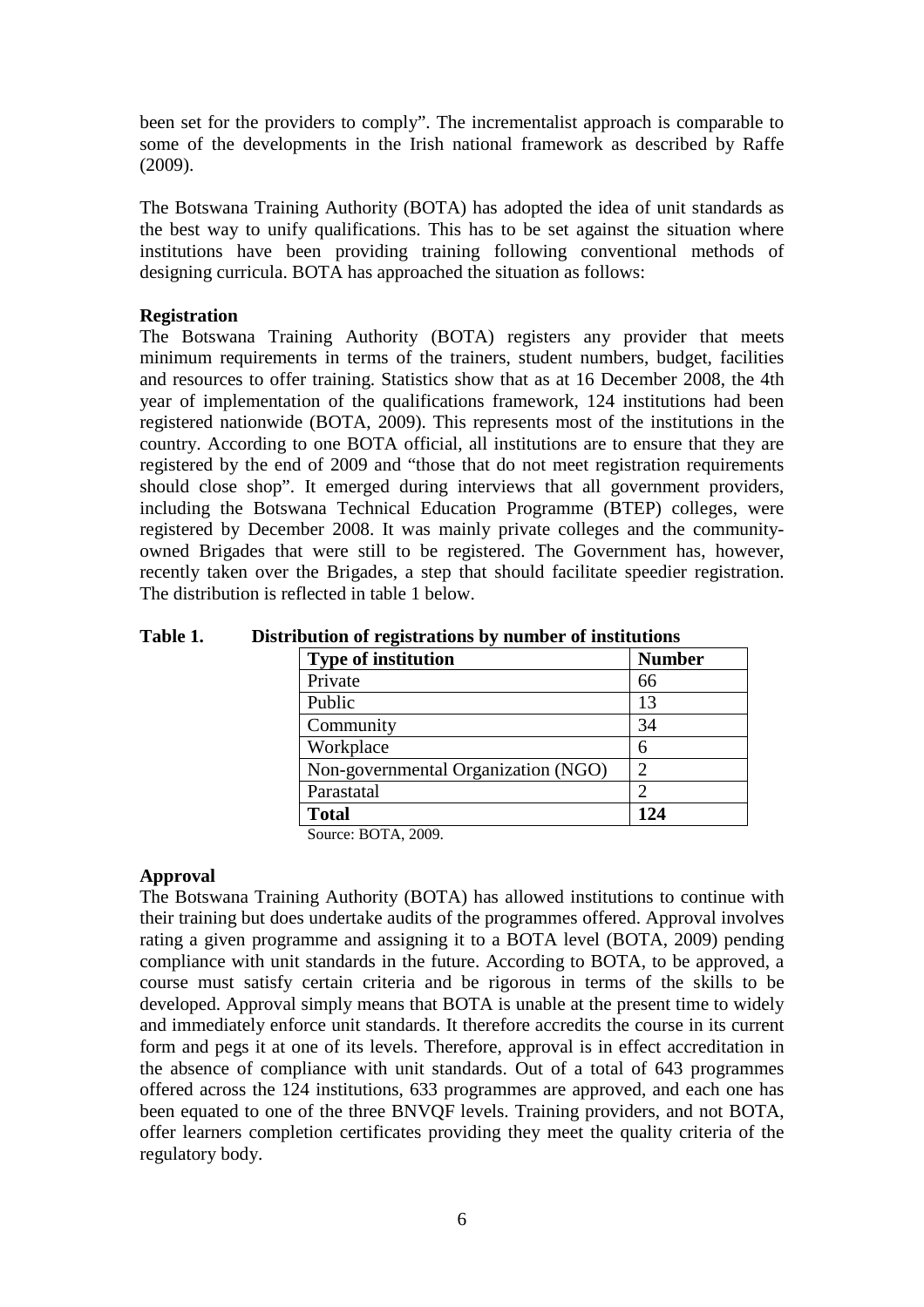been set for the providers to comply". The incrementalist approach is comparable to some of the developments in the Irish national framework as described by Raffe (2009).

The Botswana Training Authority (BOTA) has adopted the idea of unit standards as the best way to unify qualifications. This has to be set against the situation where institutions have been providing training following conventional methods of designing curricula. BOTA has approached the situation as follows:

**Registration**

The Botswana Training Authority (BOTA) registers any provider that meets minimum requirements in terms of the trainers, student numbers, budget, facilities and resources to offer training. Statistics show that as at 16 December 2008, the 4th year of implementation of the qualifications framework, 124 institutions had been registered nationwide (BOTA, 2009). This represents most of the institutions in the country. According to one BOTA official, all institutions are to ensure that they are registered by the end of 2009 and "those that do not meet registration requirements should close shop". It emerged during interviews that all government providers, including the Botswana Technical Education Programme (BTEP) colleges, were registered by December 2008. It was mainly private colleges and the community-owned Brigades that were still to be registered. The Government has, however, recently taken over the Brigades, a step that should facilitate speedier registration. The distribution is reflected in table 1 below.

**Table 1. Distribution of registrations by number of institutions**

| Type of institution | Number |
|---|---|
| Private | 66 |
| Public | 13 |
| Community | 34 |
| Workplace | 6 |
| Non-governmental Organization (NGO) | 2 |
| Parastatal | 2 |
| **Total** | **124** |

Source: BOTA, 2009.

**Approval**

The Botswana Training Authority (BOTA) has allowed institutions to continue with their training but does undertake audits of the programmes offered. Approval involves rating a given programme and assigning it to a BOTA level (BOTA, 2009) pending compliance with unit standards in the future. According to BOTA, to be approved, a course must satisfy certain criteria and be rigorous in terms of the skills to be developed. Approval simply means that BOTA is unable at the present time to widely and immediately enforce unit standards. It therefore accredits the course in its current form and pegs it at one of its levels. Therefore, approval is in effect accreditation in the absence of compliance with unit standards. Out of a total of 643 programmes offered across the 124 institutions, 633 programmes are approved, and each one has been equated to one of the three BNVQF levels. Training providers, and not BOTA, offer learners completion certificates providing they meet the quality criteria of the regulatory body.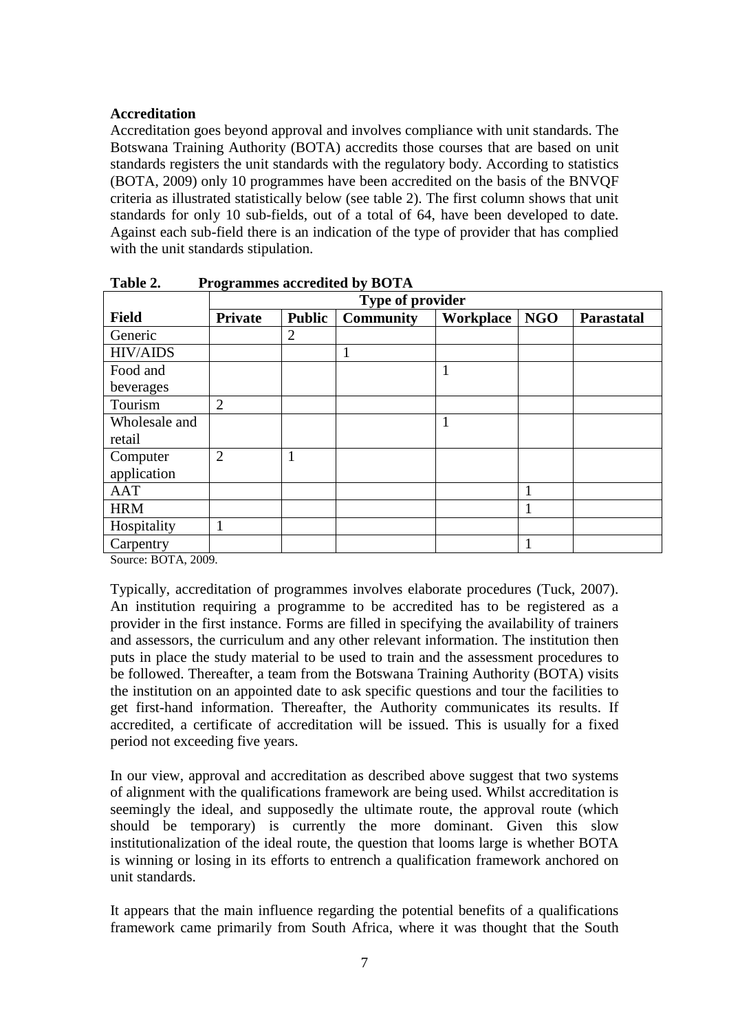**Accreditation**

Accreditation goes beyond approval and involves compliance with unit standards. The Botswana Training Authority (BOTA) accredits those courses that are based on unit standards registers the unit standards with the regulatory body. According to statistics (BOTA, 2009) only 10 programmes have been accredited on the basis of the BNVQF criteria as illustrated statistically below (see table 2). The first column shows that unit standards for only 10 sub-fields, out of a total of 64, have been developed to date. Against each sub-field there is an indication of the type of provider that has complied with the unit standards stipulation.

**Table 2. Programmes accredited by BOTA**

| | **Type of provider** | | | | | |
|---|---|---|---|---|---|---|
| **Field** | **Private** | **Public** | **Community** | **Workplace** | **NGO** | **Parastatal** |
| Generic | | 2 | | | | |
| HIV/AIDS | | | 1 | | | |
| Food and beverages | | | | 1 | | |
| Tourism | 2 | | | | | |
| Wholesale and retail | | | | 1 | | |
| Computer application | 2 | 1 | | | | |
| AAT | | | | | 1 | |
| HRM | | | | | 1 | |
| Hospitality | 1 | | | | | |
| Carpentry | | | | | 1 | |

Source: BOTA, 2009.

Typically, accreditation of programmes involves elaborate procedures (Tuck, 2007). An institution requiring a programme to be accredited has to be registered as a provider in the first instance. Forms are filled in specifying the availability of trainers and assessors, the curriculum and any other relevant information. The institution then puts in place the study material to be used to train and the assessment procedures to be followed. Thereafter, a team from the Botswana Training Authority (BOTA) visits the institution on an appointed date to ask specific questions and tour the facilities to get first-hand information. Thereafter, the Authority communicates its results. If accredited, a certificate of accreditation will be issued. This is usually for a fixed period not exceeding five years.

In our view, approval and accreditation as described above suggest that two systems of alignment with the qualifications framework are being used. Whilst accreditation is seemingly the ideal, and supposedly the ultimate route, the approval route (which should be temporary) is currently the more dominant. Given this slow institutionalization of the ideal route, the question that looms large is whether BOTA is winning or losing in its efforts to entrench a qualification framework anchored on unit standards.

It appears that the main influence regarding the potential benefits of a qualifications framework came primarily from South Africa, where it was thought that the South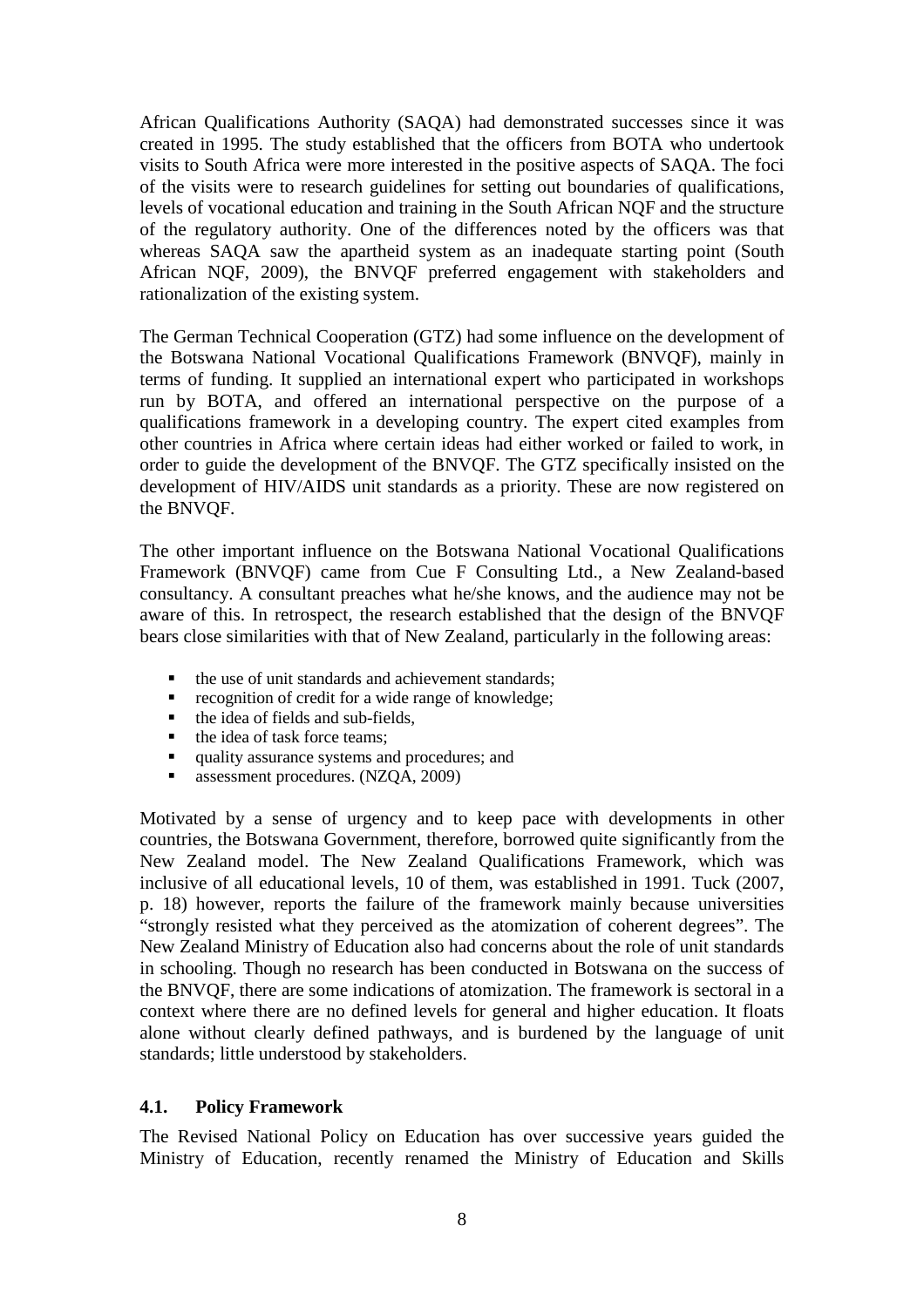African Qualifications Authority (SAQA) had demonstrated successes since it was created in 1995. The study established that the officers from BOTA who undertook visits to South Africa were more interested in the positive aspects of SAQA. The foci of the visits were to research guidelines for setting out boundaries of qualifications, levels of vocational education and training in the South African NQF and the structure of the regulatory authority. One of the differences noted by the officers was that whereas SAQA saw the apartheid system as an inadequate starting point (South African NQF, 2009), the BNVQF preferred engagement with stakeholders and rationalization of the existing system.

The German Technical Cooperation (GTZ) had some influence on the development of the Botswana National Vocational Qualifications Framework (BNVQF), mainly in terms of funding. It supplied an international expert who participated in workshops run by BOTA, and offered an international perspective on the purpose of a qualifications framework in a developing country. The expert cited examples from other countries in Africa where certain ideas had either worked or failed to work, in order to guide the development of the BNVQF. The GTZ specifically insisted on the development of HIV/AIDS unit standards as a priority. These are now registered on the BNVQF.

The other important influence on the Botswana National Vocational Qualifications Framework (BNVQF) came from Cue F Consulting Ltd., a New Zealand-based consultancy. A consultant preaches what he/she knows, and the audience may not be aware of this. In retrospect, the research established that the design of the BNVQF bears close similarities with that of New Zealand, particularly in the following areas:

- the use of unit standards and achievement standards;
- recognition of credit for a wide range of knowledge;
- the idea of fields and sub-fields,
- the idea of task force teams;
- quality assurance systems and procedures; and
- assessment procedures. (NZQA, 2009)

Motivated by a sense of urgency and to keep pace with developments in other countries, the Botswana Government, therefore, borrowed quite significantly from the New Zealand model. The New Zealand Qualifications Framework, which was inclusive of all educational levels, 10 of them, was established in 1991. Tuck (2007, p. 18) however, reports the failure of the framework mainly because universities "strongly resisted what they perceived as the atomization of coherent degrees". The New Zealand Ministry of Education also had concerns about the role of unit standards in schooling. Though no research has been conducted in Botswana on the success of the BNVQF, there are some indications of atomization. The framework is sectoral in a context where there are no defined levels for general and higher education. It floats alone without clearly defined pathways, and is burdened by the language of unit standards; little understood by stakeholders.

### 4.1. Policy Framework

The Revised National Policy on Education has over successive years guided the Ministry of Education, recently renamed the Ministry of Education and Skills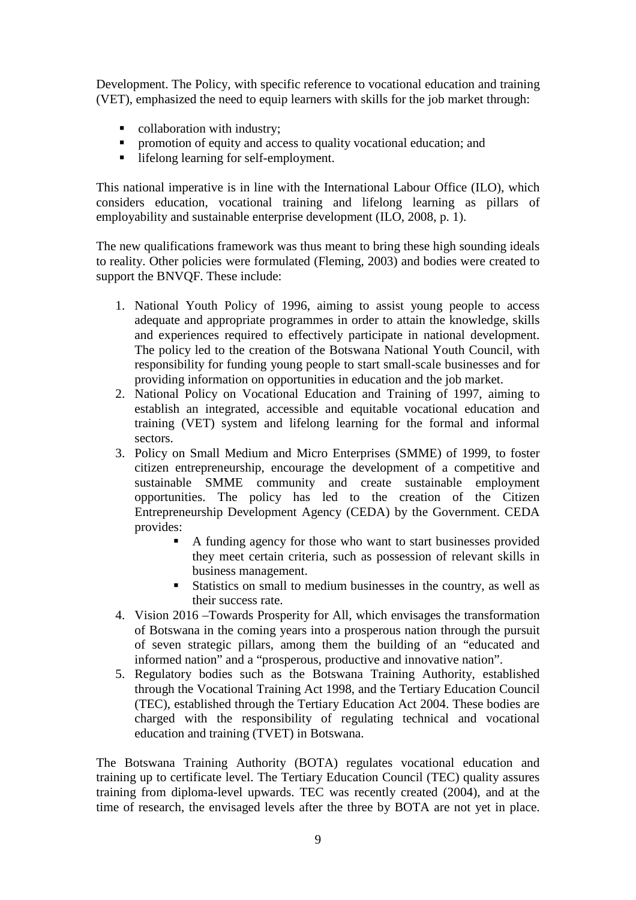Development. The Policy, with specific reference to vocational education and training (VET), emphasized the need to equip learners with skills for the job market through:

- collaboration with industry;
- promotion of equity and access to quality vocational education; and
- lifelong learning for self-employment.

This national imperative is in line with the International Labour Office (ILO), which considers education, vocational training and lifelong learning as pillars of employability and sustainable enterprise development (ILO, 2008, p. 1).

The new qualifications framework was thus meant to bring these high sounding ideals to reality. Other policies were formulated (Fleming, 2003) and bodies were created to support the BNVQF. These include:

1. National Youth Policy of 1996, aiming to assist young people to access adequate and appropriate programmes in order to attain the knowledge, skills and experiences required to effectively participate in national development. The policy led to the creation of the Botswana National Youth Council, with responsibility for funding young people to start small-scale businesses and for providing information on opportunities in education and the job market.
2. National Policy on Vocational Education and Training of 1997, aiming to establish an integrated, accessible and equitable vocational education and training (VET) system and lifelong learning for the formal and informal sectors.
3. Policy on Small Medium and Micro Enterprises (SMME) of 1999, to foster citizen entrepreneurship, encourage the development of a competitive and sustainable SMME community and create sustainable employment opportunities. The policy has led to the creation of the Citizen Entrepreneurship Development Agency (CEDA) by the Government. CEDA provides:
    - A funding agency for those who want to start businesses provided they meet certain criteria, such as possession of relevant skills in business management.
    - Statistics on small to medium businesses in the country, as well as their success rate.
4. Vision 2016 –Towards Prosperity for All, which envisages the transformation of Botswana in the coming years into a prosperous nation through the pursuit of seven strategic pillars, among them the building of an "educated and informed nation" and a "prosperous, productive and innovative nation".
5. Regulatory bodies such as the Botswana Training Authority, established through the Vocational Training Act 1998, and the Tertiary Education Council (TEC), established through the Tertiary Education Act 2004. These bodies are charged with the responsibility of regulating technical and vocational education and training (TVET) in Botswana.

The Botswana Training Authority (BOTA) regulates vocational education and training up to certificate level. The Tertiary Education Council (TEC) quality assures training from diploma-level upwards. TEC was recently created (2004), and at the time of research, the envisaged levels after the three by BOTA are not yet in place.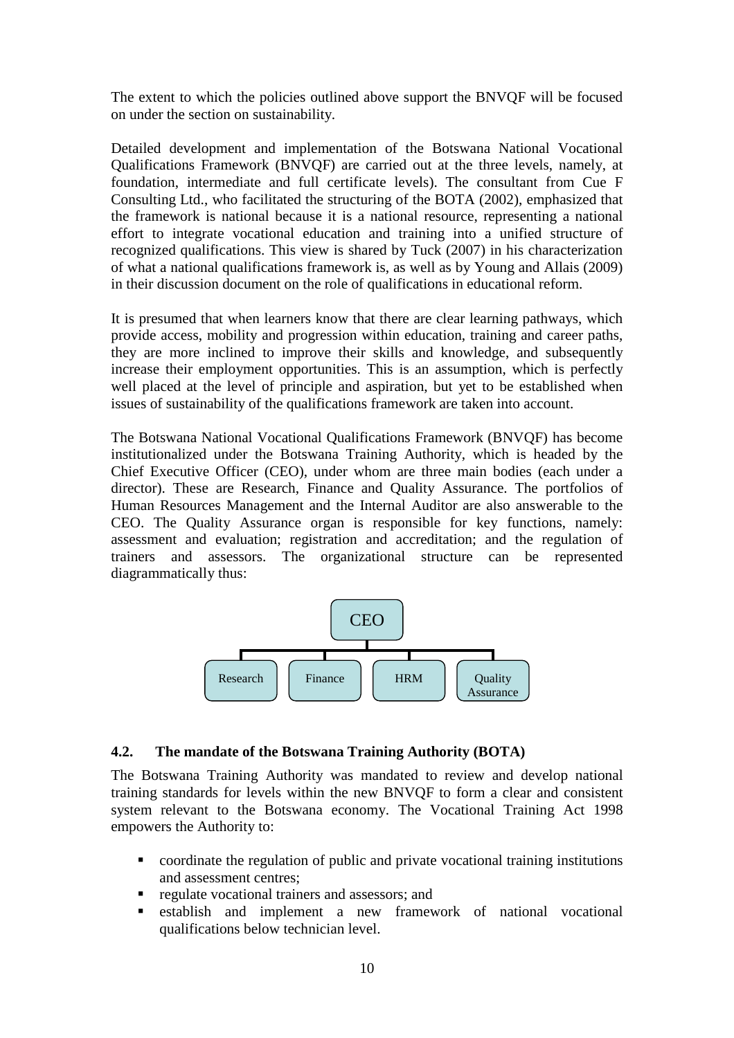The extent to which the policies outlined above support the BNVQF will be focused on under the section on sustainability.

Detailed development and implementation of the Botswana National Vocational Qualifications Framework (BNVQF) are carried out at the three levels, namely, at foundation, intermediate and full certificate levels). The consultant from Cue F Consulting Ltd., who facilitated the structuring of the BOTA (2002), emphasized that the framework is national because it is a national resource, representing a national effort to integrate vocational education and training into a unified structure of recognized qualifications. This view is shared by Tuck (2007) in his characterization of what a national qualifications framework is, as well as by Young and Allais (2009) in their discussion document on the role of qualifications in educational reform.

It is presumed that when learners know that there are clear learning pathways, which provide access, mobility and progression within education, training and career paths, they are more inclined to improve their skills and knowledge, and subsequently increase their employment opportunities. This is an assumption, which is perfectly well placed at the level of principle and aspiration, but yet to be established when issues of sustainability of the qualifications framework are taken into account.

The Botswana National Vocational Qualifications Framework (BNVQF) has become institutionalized under the Botswana Training Authority, which is headed by the Chief Executive Officer (CEO), under whom are three main bodies (each under a director). These are Research, Finance and Quality Assurance. The portfolios of Human Resources Management and the Internal Auditor are also answerable to the CEO. The Quality Assurance organ is responsible for key functions, namely: assessment and evaluation; registration and accreditation; and the regulation of trainers and assessors. The organizational structure can be represented diagrammatically thus:

- CEO
  - Research
  - Finance
  - HRM
  - Quality Assurance

## 4.2. The mandate of the Botswana Training Authority (BOTA)

The Botswana Training Authority was mandated to review and develop national training standards for levels within the new BNVQF to form a clear and consistent system relevant to the Botswana economy. The Vocational Training Act 1998 empowers the Authority to:

- coordinate the regulation of public and private vocational training institutions and assessment centres;
- regulate vocational trainers and assessors; and
- establish and implement a new framework of national vocational qualifications below technician level.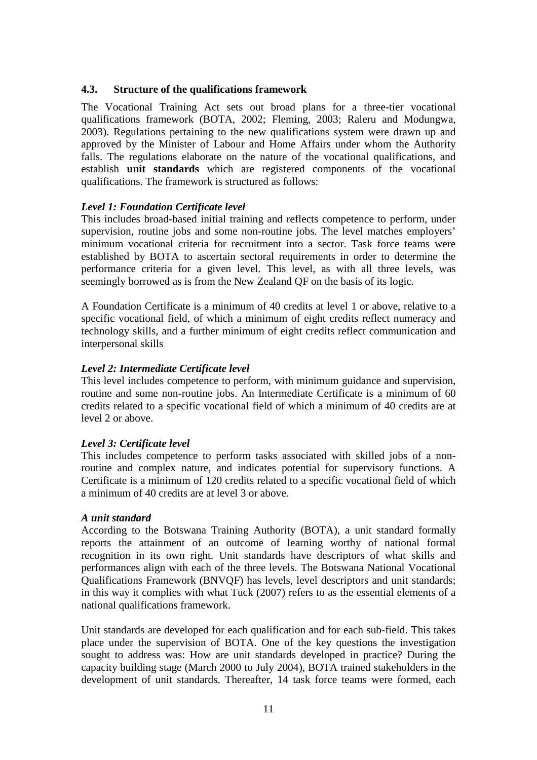### 4.3. Structure of the qualifications framework

The Vocational Training Act sets out broad plans for a three-tier vocational qualifications framework (BOTA, 2002; Fleming, 2003; Raleru and Modungwa, 2003). Regulations pertaining to the new qualifications system were drawn up and approved by the Minister of Labour and Home Affairs under whom the Authority falls. The regulations elaborate on the nature of the vocational qualifications, and establish **unit standards** which are registered components of the vocational qualifications. The framework is structured as follows:

***Level 1: Foundation Certificate level***

This includes broad-based initial training and reflects competence to perform, under supervision, routine jobs and some non-routine jobs. The level matches employers' minimum vocational criteria for recruitment into a sector. Task force teams were established by BOTA to ascertain sectoral requirements in order to determine the performance criteria for a given level. This level, as with all three levels, was seemingly borrowed as is from the New Zealand QF on the basis of its logic.

A Foundation Certificate is a minimum of 40 credits at level 1 or above, relative to a specific vocational field, of which a minimum of eight credits reflect numeracy and technology skills, and a further minimum of eight credits reflect communication and interpersonal skills

***Level 2: Intermediate Certificate level***

This level includes competence to perform, with minimum guidance and supervision, routine and some non-routine jobs. An Intermediate Certificate is a minimum of 60 credits related to a specific vocational field of which a minimum of 40 credits are at level 2 or above.

***Level 3: Certificate level***

This includes competence to perform tasks associated with skilled jobs of a non-routine and complex nature, and indicates potential for supervisory functions. A Certificate is a minimum of 120 credits related to a specific vocational field of which a minimum of 40 credits are at level 3 or above.

***A unit standard***

According to the Botswana Training Authority (BOTA), a unit standard formally reports the attainment of an outcome of learning worthy of national formal recognition in its own right. Unit standards have descriptors of what skills and performances align with each of the three levels. The Botswana National Vocational Qualifications Framework (BNVQF) has levels, level descriptors and unit standards; in this way it complies with what Tuck (2007) refers to as the essential elements of a national qualifications framework.

Unit standards are developed for each qualification and for each sub-field. This takes place under the supervision of BOTA. One of the key questions the investigation sought to address was: How are unit standards developed in practice? During the capacity building stage (March 2000 to July 2004), BOTA trained stakeholders in the development of unit standards. Thereafter, 14 task force teams were formed, each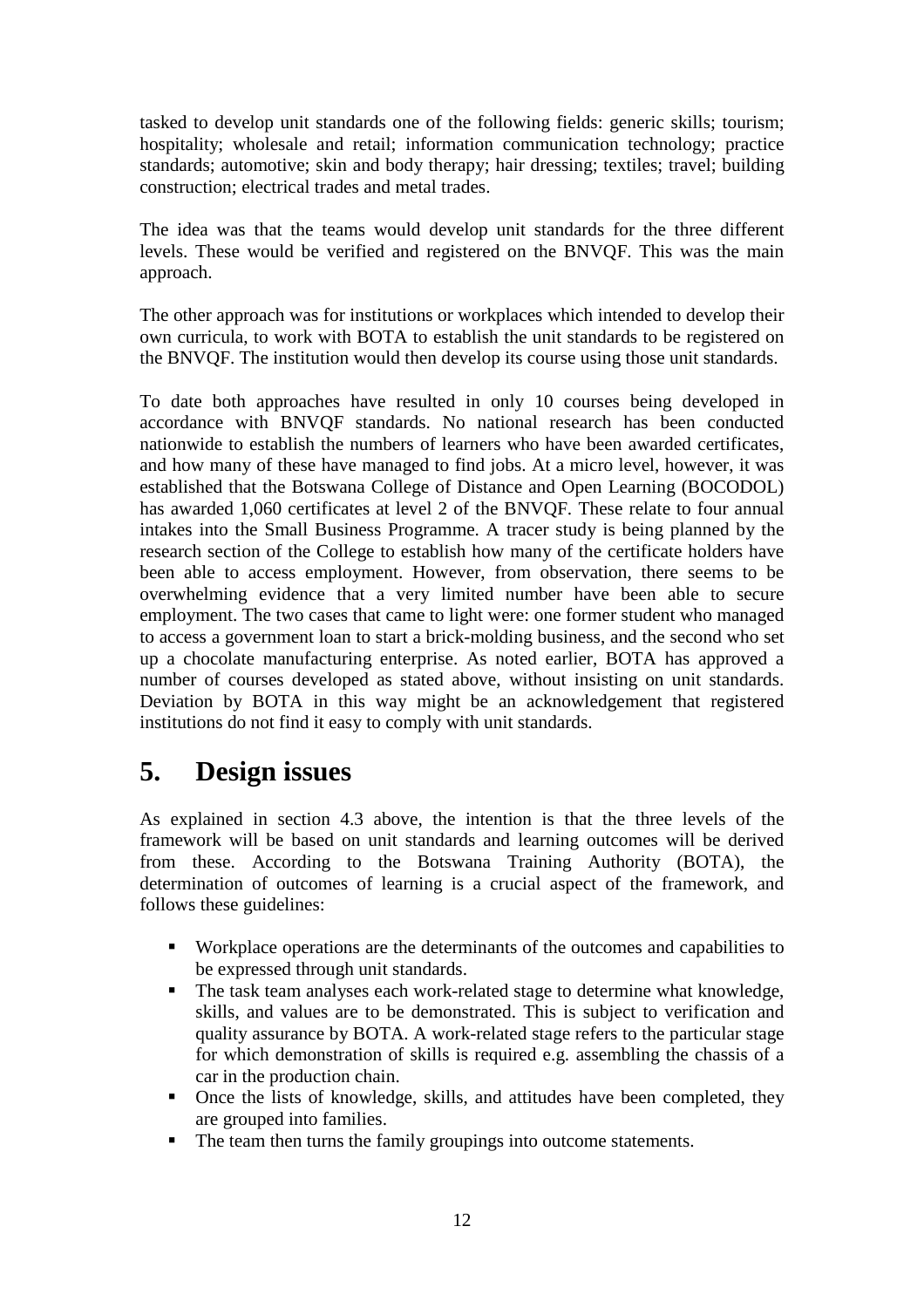tasked to develop unit standards one of the following fields: generic skills; tourism; hospitality; wholesale and retail; information communication technology; practice standards; automotive; skin and body therapy; hair dressing; textiles; travel; building construction; electrical trades and metal trades.

The idea was that the teams would develop unit standards for the three different levels. These would be verified and registered on the BNVQF. This was the main approach.

The other approach was for institutions or workplaces which intended to develop their own curricula, to work with BOTA to establish the unit standards to be registered on the BNVQF. The institution would then develop its course using those unit standards.

To date both approaches have resulted in only 10 courses being developed in accordance with BNVQF standards. No national research has been conducted nationwide to establish the numbers of learners who have been awarded certificates, and how many of these have managed to find jobs. At a micro level, however, it was established that the Botswana College of Distance and Open Learning (BOCODOL) has awarded 1,060 certificates at level 2 of the BNVQF. These relate to four annual intakes into the Small Business Programme. A tracer study is being planned by the research section of the College to establish how many of the certificate holders have been able to access employment. However, from observation, there seems to be overwhelming evidence that a very limited number have been able to secure employment. The two cases that came to light were: one former student who managed to access a government loan to start a brick-molding business, and the second who set up a chocolate manufacturing enterprise. As noted earlier, BOTA has approved a number of courses developed as stated above, without insisting on unit standards. Deviation by BOTA in this way might be an acknowledgement that registered institutions do not find it easy to comply with unit standards.

# 5. Design issues

As explained in section 4.3 above, the intention is that the three levels of the framework will be based on unit standards and learning outcomes will be derived from these. According to the Botswana Training Authority (BOTA), the determination of outcomes of learning is a crucial aspect of the framework, and follows these guidelines:

- Workplace operations are the determinants of the outcomes and capabilities to be expressed through unit standards.
- The task team analyses each work-related stage to determine what knowledge, skills, and values are to be demonstrated. This is subject to verification and quality assurance by BOTA. A work-related stage refers to the particular stage for which demonstration of skills is required e.g. assembling the chassis of a car in the production chain.
- Once the lists of knowledge, skills, and attitudes have been completed, they are grouped into families.
- The team then turns the family groupings into outcome statements.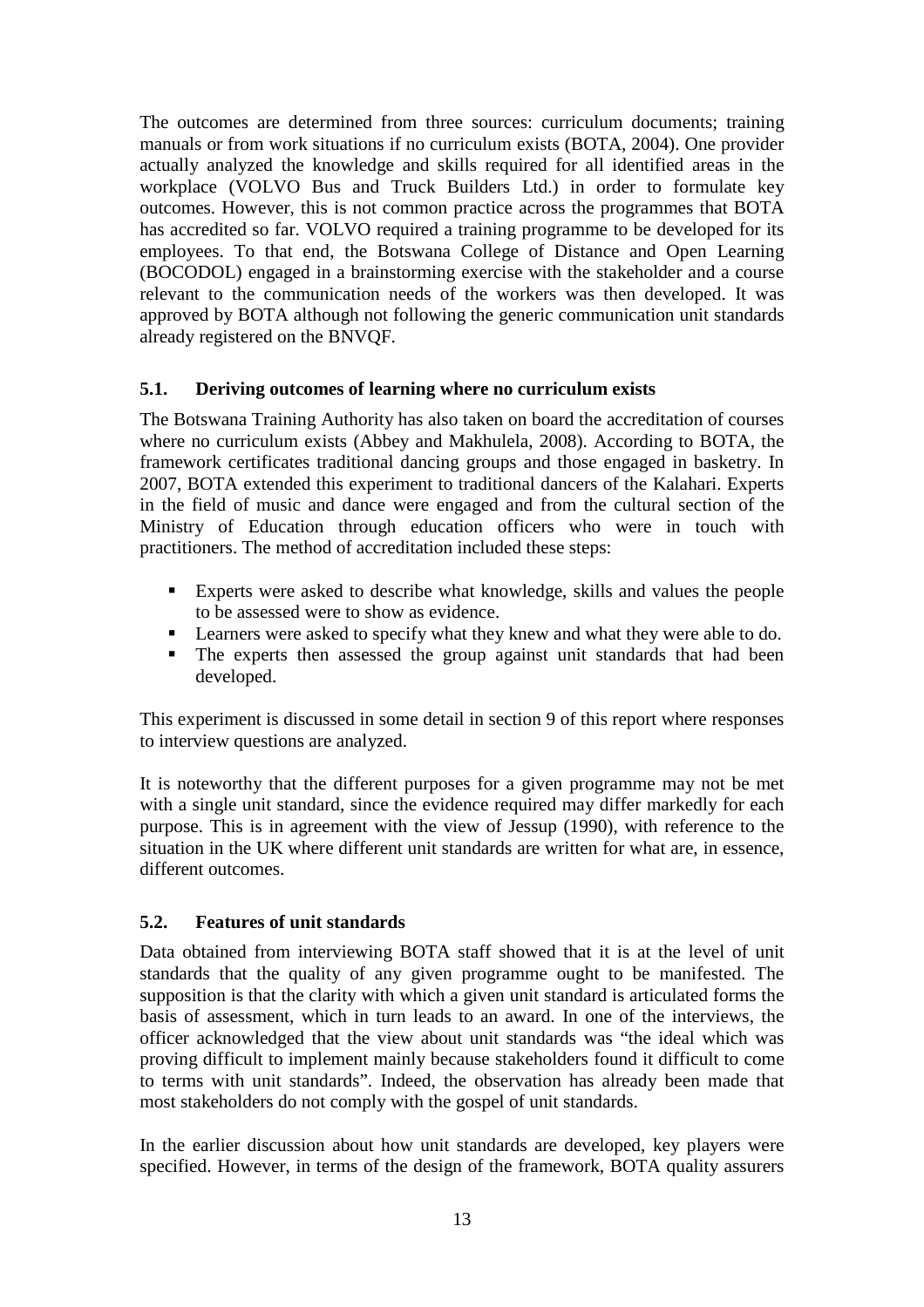The outcomes are determined from three sources: curriculum documents; training manuals or from work situations if no curriculum exists (BOTA, 2004). One provider actually analyzed the knowledge and skills required for all identified areas in the workplace (VOLVO Bus and Truck Builders Ltd.) in order to formulate key outcomes. However, this is not common practice across the programmes that BOTA has accredited so far. VOLVO required a training programme to be developed for its employees. To that end, the Botswana College of Distance and Open Learning (BOCODOL) engaged in a brainstorming exercise with the stakeholder and a course relevant to the communication needs of the workers was then developed. It was approved by BOTA although not following the generic communication unit standards already registered on the BNVQF.

### 5.1. Deriving outcomes of learning where no curriculum exists

The Botswana Training Authority has also taken on board the accreditation of courses where no curriculum exists (Abbey and Makhulela, 2008). According to BOTA, the framework certificates traditional dancing groups and those engaged in basketry. In 2007, BOTA extended this experiment to traditional dancers of the Kalahari. Experts in the field of music and dance were engaged and from the cultural section of the Ministry of Education through education officers who were in touch with practitioners. The method of accreditation included these steps:

- Experts were asked to describe what knowledge, skills and values the people to be assessed were to show as evidence.
- Learners were asked to specify what they knew and what they were able to do.
- The experts then assessed the group against unit standards that had been developed.

This experiment is discussed in some detail in section 9 of this report where responses to interview questions are analyzed.

It is noteworthy that the different purposes for a given programme may not be met with a single unit standard, since the evidence required may differ markedly for each purpose. This is in agreement with the view of Jessup (1990), with reference to the situation in the UK where different unit standards are written for what are, in essence, different outcomes.

### 5.2. Features of unit standards

Data obtained from interviewing BOTA staff showed that it is at the level of unit standards that the quality of any given programme ought to be manifested. The supposition is that the clarity with which a given unit standard is articulated forms the basis of assessment, which in turn leads to an award. In one of the interviews, the officer acknowledged that the view about unit standards was "the ideal which was proving difficult to implement mainly because stakeholders found it difficult to come to terms with unit standards". Indeed, the observation has already been made that most stakeholders do not comply with the gospel of unit standards.

In the earlier discussion about how unit standards are developed, key players were specified. However, in terms of the design of the framework, BOTA quality assurers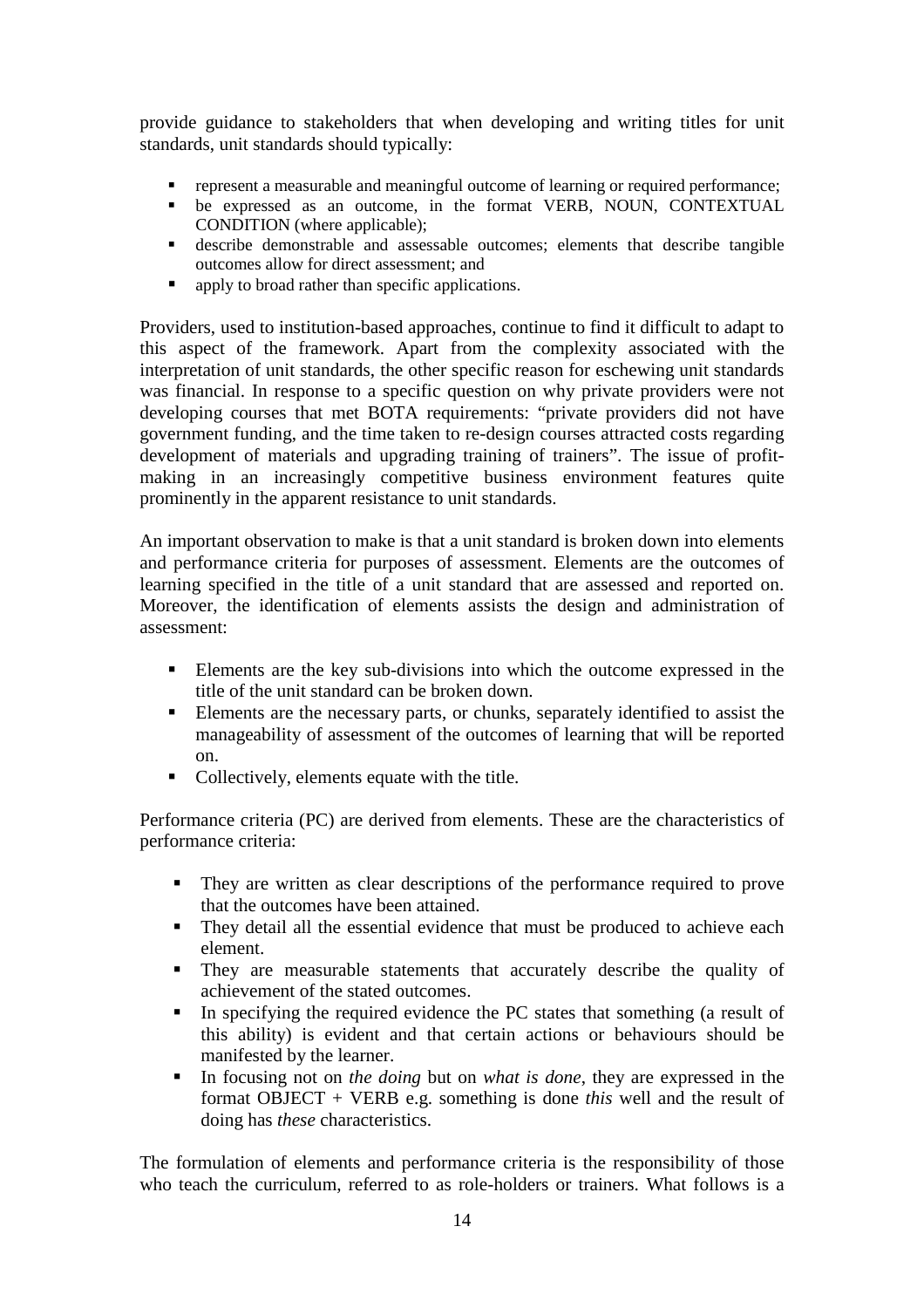provide guidance to stakeholders that when developing and writing titles for unit standards, unit standards should typically:

- represent a measurable and meaningful outcome of learning or required performance;
- be expressed as an outcome, in the format VERB, NOUN, CONTEXTUAL CONDITION (where applicable);
- describe demonstrable and assessable outcomes; elements that describe tangible outcomes allow for direct assessment; and
- apply to broad rather than specific applications.

Providers, used to institution-based approaches, continue to find it difficult to adapt to this aspect of the framework. Apart from the complexity associated with the interpretation of unit standards, the other specific reason for eschewing unit standards was financial. In response to a specific question on why private providers were not developing courses that met BOTA requirements: "private providers did not have government funding, and the time taken to re-design courses attracted costs regarding development of materials and upgrading training of trainers". The issue of profit-making in an increasingly competitive business environment features quite prominently in the apparent resistance to unit standards.

An important observation to make is that a unit standard is broken down into elements and performance criteria for purposes of assessment. Elements are the outcomes of learning specified in the title of a unit standard that are assessed and reported on. Moreover, the identification of elements assists the design and administration of assessment:

- Elements are the key sub-divisions into which the outcome expressed in the title of the unit standard can be broken down.
- Elements are the necessary parts, or chunks, separately identified to assist the manageability of assessment of the outcomes of learning that will be reported on.
- Collectively, elements equate with the title.

Performance criteria (PC) are derived from elements. These are the characteristics of performance criteria:

- They are written as clear descriptions of the performance required to prove that the outcomes have been attained.
- They detail all the essential evidence that must be produced to achieve each element.
- They are measurable statements that accurately describe the quality of achievement of the stated outcomes.
- In specifying the required evidence the PC states that something (a result of this ability) is evident and that certain actions or behaviours should be manifested by the learner.
- In focusing not on *the doing* but on *what is done*, they are expressed in the format OBJECT + VERB e.g. something is done *this* well and the result of doing has *these* characteristics.

The formulation of elements and performance criteria is the responsibility of those who teach the curriculum, referred to as role-holders or trainers. What follows is a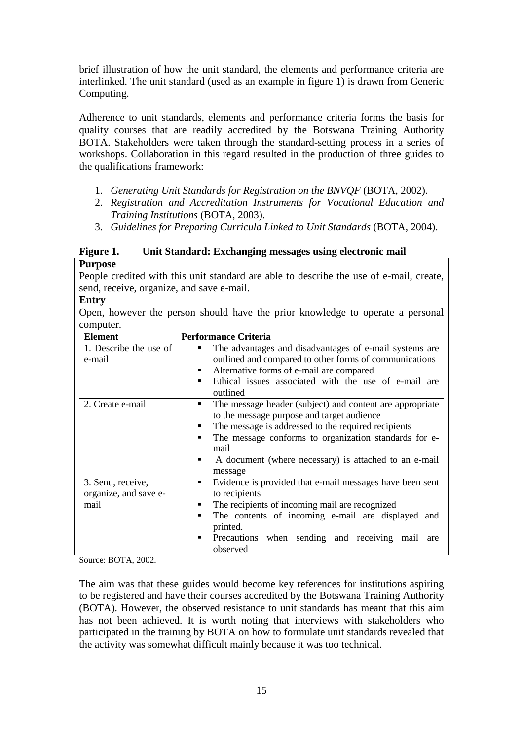brief illustration of how the unit standard, the elements and performance criteria are interlinked. The unit standard (used as an example in figure 1) is drawn from Generic Computing.

Adherence to unit standards, elements and performance criteria forms the basis for quality courses that are readily accredited by the Botswana Training Authority BOTA. Stakeholders were taken through the standard-setting process in a series of workshops. Collaboration in this regard resulted in the production of three guides to the qualifications framework:

1. *Generating Unit Standards for Registration on the BNVQF* (BOTA, 2002).
2. *Registration and Accreditation Instruments for Vocational Education and Training Institutions* (BOTA, 2003).
3. *Guidelines for Preparing Curricula Linked to Unit Standards* (BOTA, 2004).

**Figure 1. Unit Standard: Exchanging messages using electronic mail**

**Purpose**

People credited with this unit standard are able to describe the use of e-mail, create, send, receive, organize, and save e-mail.

**Entry**

Open, however the person should have the prior knowledge to operate a personal computer.

| Element | Performance Criteria |
|---|---|
| 1. Describe the use of e-mail | ▪ The advantages and disadvantages of e-mail systems are outlined and compared to other forms of communications<br>▪ Alternative forms of e-mail are compared<br>▪ Ethical issues associated with the use of e-mail are outlined |
| 2. Create e-mail | ▪ The message header (subject) and content are appropriate to the message purpose and target audience<br>▪ The message is addressed to the required recipients<br>▪ The message conforms to organization standards for e-mail<br>▪ A document (where necessary) is attached to an e-mail message |
| 3. Send, receive, organize, and save e-mail | ▪ Evidence is provided that e-mail messages have been sent to recipients<br>▪ The recipients of incoming mail are recognized<br>▪ The contents of incoming e-mail are displayed and printed.<br>▪ Precautions when sending and receiving mail are observed |

Source: BOTA, 2002.

The aim was that these guides would become key references for institutions aspiring to be registered and have their courses accredited by the Botswana Training Authority (BOTA). However, the observed resistance to unit standards has meant that this aim has not been achieved. It is worth noting that interviews with stakeholders who participated in the training by BOTA on how to formulate unit standards revealed that the activity was somewhat difficult mainly because it was too technical.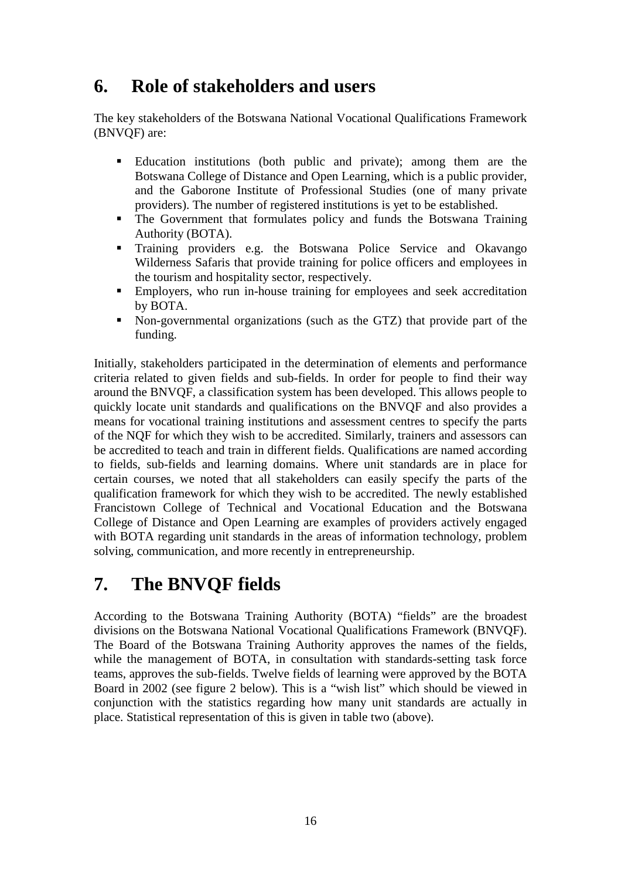## 6. Role of stakeholders and users

The key stakeholders of the Botswana National Vocational Qualifications Framework (BNVQF) are:

- Education institutions (both public and private); among them are the Botswana College of Distance and Open Learning, which is a public provider, and the Gaborone Institute of Professional Studies (one of many private providers). The number of registered institutions is yet to be established.
- The Government that formulates policy and funds the Botswana Training Authority (BOTA).
- Training providers e.g. the Botswana Police Service and Okavango Wilderness Safaris that provide training for police officers and employees in the tourism and hospitality sector, respectively.
- Employers, who run in-house training for employees and seek accreditation by BOTA.
- Non-governmental organizations (such as the GTZ) that provide part of the funding.

Initially, stakeholders participated in the determination of elements and performance criteria related to given fields and sub-fields. In order for people to find their way around the BNVQF, a classification system has been developed. This allows people to quickly locate unit standards and qualifications on the BNVQF and also provides a means for vocational training institutions and assessment centres to specify the parts of the NQF for which they wish to be accredited. Similarly, trainers and assessors can be accredited to teach and train in different fields. Qualifications are named according to fields, sub-fields and learning domains. Where unit standards are in place for certain courses, we noted that all stakeholders can easily specify the parts of the qualification framework for which they wish to be accredited. The newly established Francistown College of Technical and Vocational Education and the Botswana College of Distance and Open Learning are examples of providers actively engaged with BOTA regarding unit standards in the areas of information technology, problem solving, communication, and more recently in entrepreneurship.

## 7. The BNVQF fields

According to the Botswana Training Authority (BOTA) "fields" are the broadest divisions on the Botswana National Vocational Qualifications Framework (BNVQF). The Board of the Botswana Training Authority approves the names of the fields, while the management of BOTA, in consultation with standards-setting task force teams, approves the sub-fields. Twelve fields of learning were approved by the BOTA Board in 2002 (see figure 2 below). This is a "wish list" which should be viewed in conjunction with the statistics regarding how many unit standards are actually in place. Statistical representation of this is given in table two (above).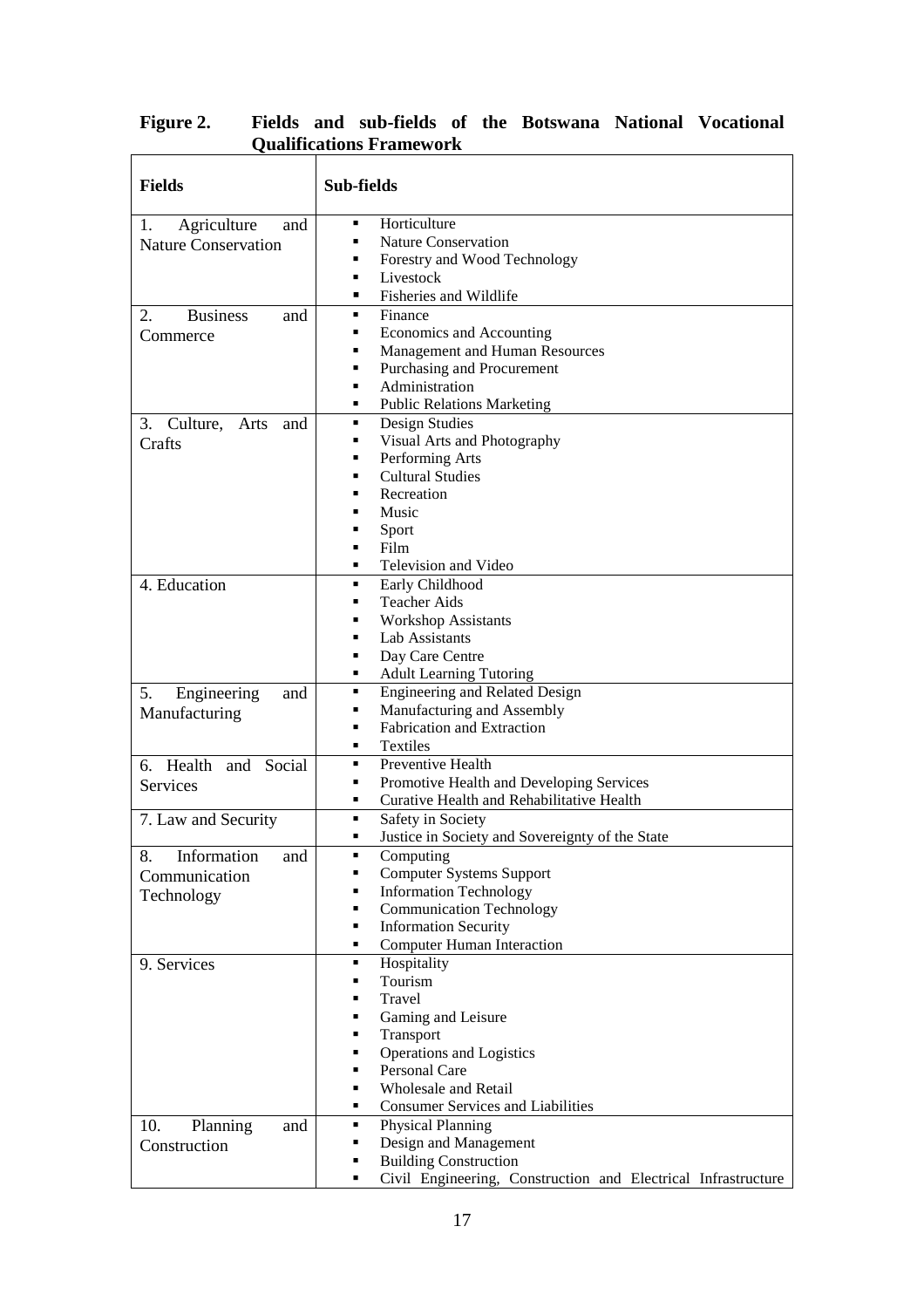**Figure 2. Fields and sub-fields of the Botswana National Vocational Qualifications Framework**

| Fields | Sub-fields |
|---|---|
| 1. Agriculture and Nature Conservation | ▪ Horticulture<br>▪ Nature Conservation<br>▪ Forestry and Wood Technology<br>▪ Livestock<br>▪ Fisheries and Wildlife |
| 2. Business and Commerce | ▪ Finance<br>▪ Economics and Accounting<br>▪ Management and Human Resources<br>▪ Purchasing and Procurement<br>▪ Administration<br>▪ Public Relations Marketing |
| 3. Culture, Arts and Crafts | ▪ Design Studies<br>▪ Visual Arts and Photography<br>▪ Performing Arts<br>▪ Cultural Studies<br>▪ Recreation<br>▪ Music<br>▪ Sport<br>▪ Film<br>▪ Television and Video |
| 4. Education | ▪ Early Childhood<br>▪ Teacher Aids<br>▪ Workshop Assistants<br>▪ Lab Assistants<br>▪ Day Care Centre<br>▪ Adult Learning Tutoring |
| 5. Engineering and Manufacturing | ▪ Engineering and Related Design<br>▪ Manufacturing and Assembly<br>▪ Fabrication and Extraction<br>▪ Textiles |
| 6. Health and Social Services | ▪ Preventive Health<br>▪ Promotive Health and Developing Services<br>▪ Curative Health and Rehabilitative Health |
| 7. Law and Security | ▪ Safety in Society<br>▪ Justice in Society and Sovereignty of the State |
| 8. Information and Communication Technology | ▪ Computing<br>▪ Computer Systems Support<br>▪ Information Technology<br>▪ Communication Technology<br>▪ Information Security<br>▪ Computer Human Interaction |
| 9. Services | ▪ Hospitality<br>▪ Tourism<br>▪ Travel<br>▪ Gaming and Leisure<br>▪ Transport<br>▪ Operations and Logistics<br>▪ Personal Care<br>▪ Wholesale and Retail<br>▪ Consumer Services and Liabilities |
| 10. Planning and Construction | ▪ Physical Planning<br>▪ Design and Management<br>▪ Building Construction<br>▪ Civil Engineering, Construction and Electrical Infrastructure |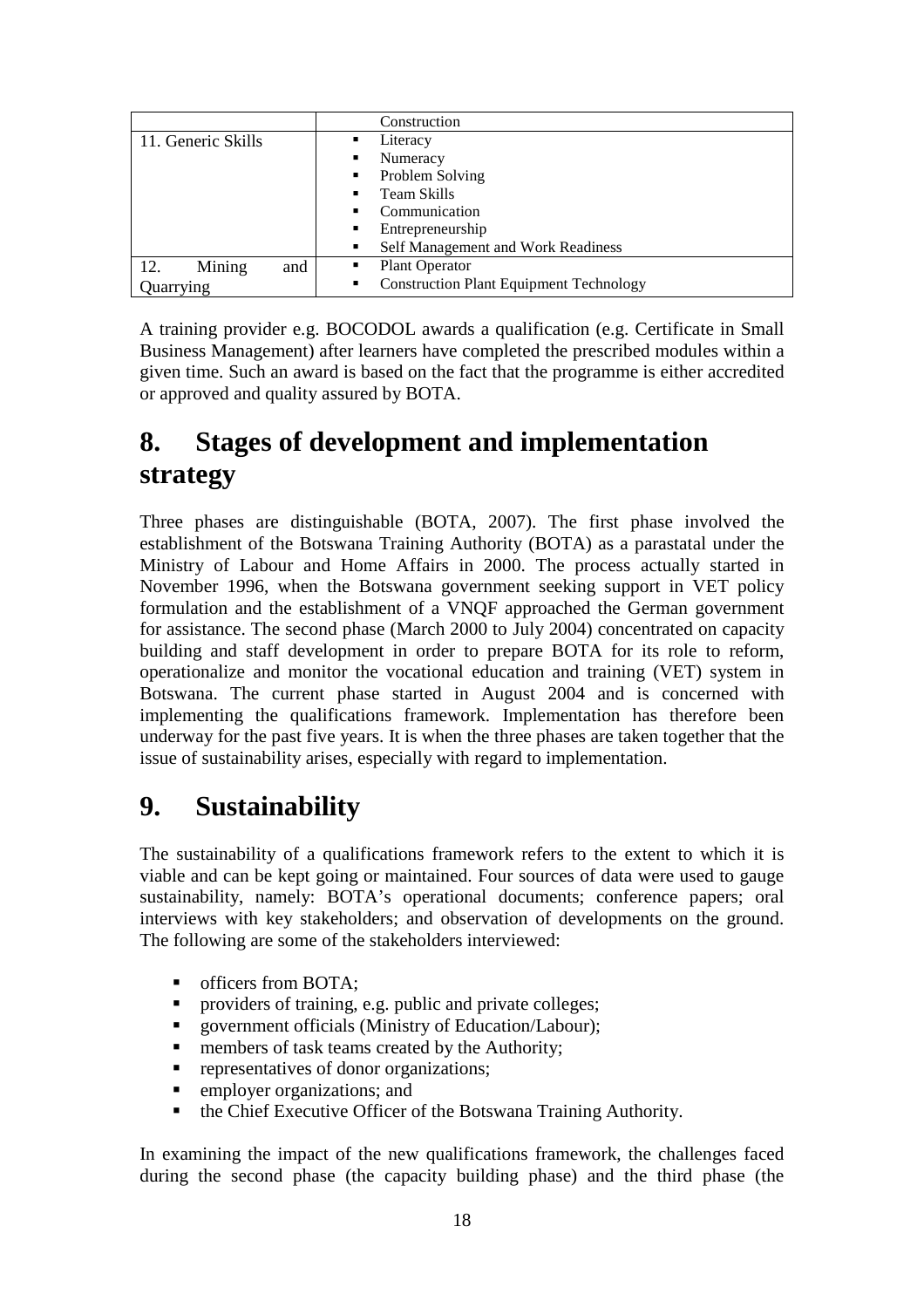| | |
|---|---|
| | Construction |
| 11. Generic Skills | ▪ Literacy<br>▪ Numeracy<br>▪ Problem Solving<br>▪ Team Skills<br>▪ Communication<br>▪ Entrepreneurship<br>▪ Self Management and Work Readiness |
| 12. Mining and Quarrying | ▪ Plant Operator<br>▪ Construction Plant Equipment Technology |

A training provider e.g. BOCODOL awards a qualification (e.g. Certificate in Small Business Management) after learners have completed the prescribed modules within a given time. Such an award is based on the fact that the programme is either accredited or approved and quality assured by BOTA.

# 8. Stages of development and implementation strategy

Three phases are distinguishable (BOTA, 2007). The first phase involved the establishment of the Botswana Training Authority (BOTA) as a parastatal under the Ministry of Labour and Home Affairs in 2000. The process actually started in November 1996, when the Botswana government seeking support in VET policy formulation and the establishment of a VNQF approached the German government for assistance. The second phase (March 2000 to July 2004) concentrated on capacity building and staff development in order to prepare BOTA for its role to reform, operationalize and monitor the vocational education and training (VET) system in Botswana. The current phase started in August 2004 and is concerned with implementing the qualifications framework. Implementation has therefore been underway for the past five years. It is when the three phases are taken together that the issue of sustainability arises, especially with regard to implementation.

# 9. Sustainability

The sustainability of a qualifications framework refers to the extent to which it is viable and can be kept going or maintained. Four sources of data were used to gauge sustainability, namely: BOTA's operational documents; conference papers; oral interviews with key stakeholders; and observation of developments on the ground. The following are some of the stakeholders interviewed:

- officers from BOTA;
- providers of training, e.g. public and private colleges;
- government officials (Ministry of Education/Labour);
- members of task teams created by the Authority;
- representatives of donor organizations;
- employer organizations; and
- the Chief Executive Officer of the Botswana Training Authority.

In examining the impact of the new qualifications framework, the challenges faced during the second phase (the capacity building phase) and the third phase (the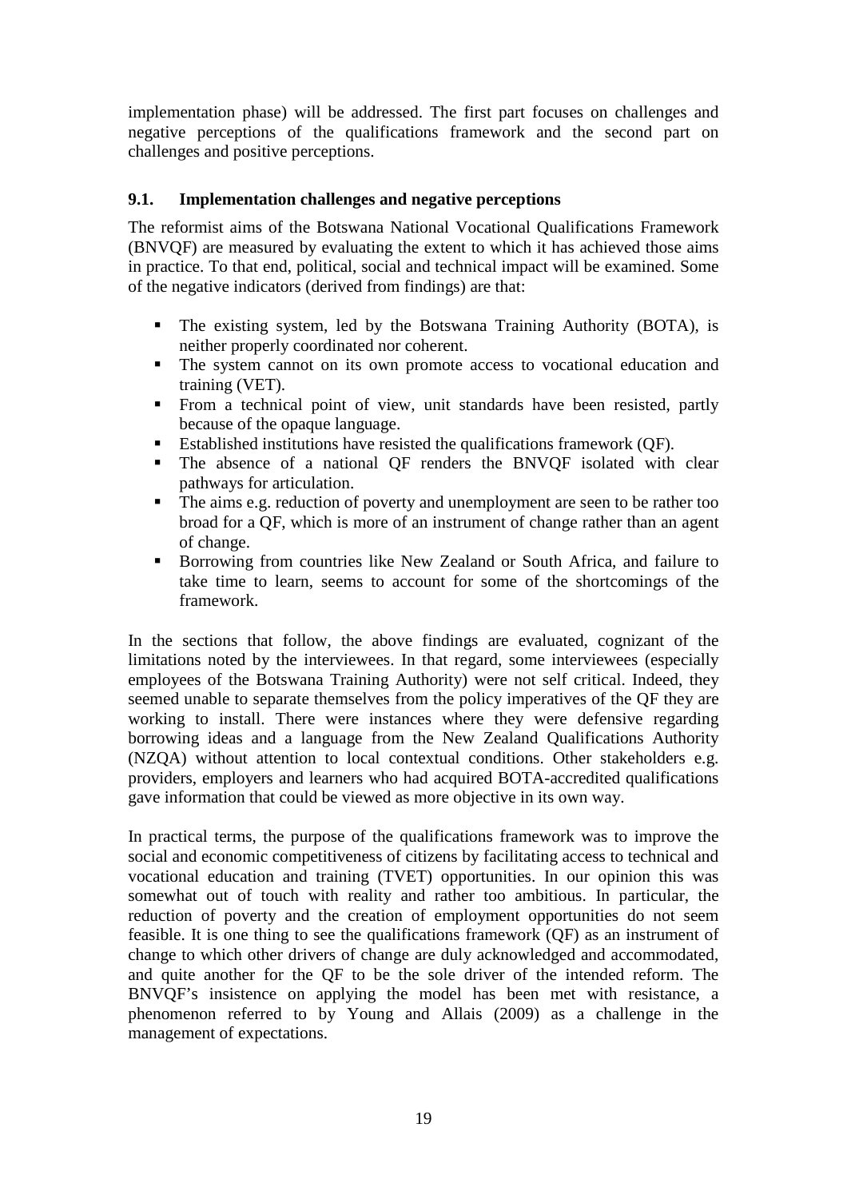implementation phase) will be addressed. The first part focuses on challenges and negative perceptions of the qualifications framework and the second part on challenges and positive perceptions.

### 9.1. Implementation challenges and negative perceptions

The reformist aims of the Botswana National Vocational Qualifications Framework (BNVQF) are measured by evaluating the extent to which it has achieved those aims in practice. To that end, political, social and technical impact will be examined. Some of the negative indicators (derived from findings) are that:

- The existing system, led by the Botswana Training Authority (BOTA), is neither properly coordinated nor coherent.
- The system cannot on its own promote access to vocational education and training (VET).
- From a technical point of view, unit standards have been resisted, partly because of the opaque language.
- Established institutions have resisted the qualifications framework (QF).
- The absence of a national QF renders the BNVQF isolated with clear pathways for articulation.
- The aims e.g. reduction of poverty and unemployment are seen to be rather too broad for a QF, which is more of an instrument of change rather than an agent of change.
- Borrowing from countries like New Zealand or South Africa, and failure to take time to learn, seems to account for some of the shortcomings of the framework.

In the sections that follow, the above findings are evaluated, cognizant of the limitations noted by the interviewees. In that regard, some interviewees (especially employees of the Botswana Training Authority) were not self critical. Indeed, they seemed unable to separate themselves from the policy imperatives of the QF they are working to install. There were instances where they were defensive regarding borrowing ideas and a language from the New Zealand Qualifications Authority (NZQA) without attention to local contextual conditions. Other stakeholders e.g. providers, employers and learners who had acquired BOTA-accredited qualifications gave information that could be viewed as more objective in its own way.

In practical terms, the purpose of the qualifications framework was to improve the social and economic competitiveness of citizens by facilitating access to technical and vocational education and training (TVET) opportunities. In our opinion this was somewhat out of touch with reality and rather too ambitious. In particular, the reduction of poverty and the creation of employment opportunities do not seem feasible. It is one thing to see the qualifications framework (QF) as an instrument of change to which other drivers of change are duly acknowledged and accommodated, and quite another for the QF to be the sole driver of the intended reform. The BNVQF's insistence on applying the model has been met with resistance, a phenomenon referred to by Young and Allais (2009) as a challenge in the management of expectations.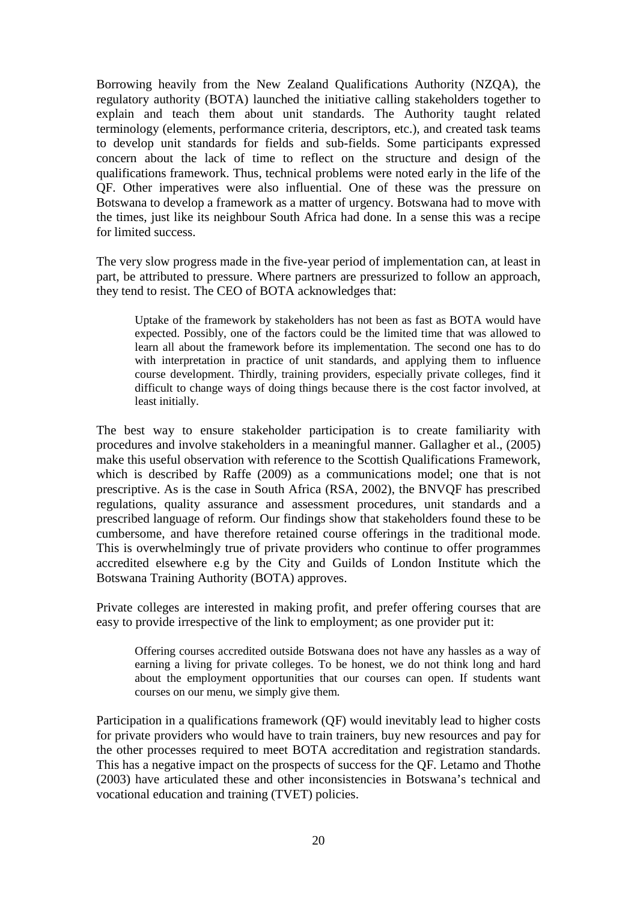Borrowing heavily from the New Zealand Qualifications Authority (NZQA), the regulatory authority (BOTA) launched the initiative calling stakeholders together to explain and teach them about unit standards. The Authority taught related terminology (elements, performance criteria, descriptors, etc.), and created task teams to develop unit standards for fields and sub-fields. Some participants expressed concern about the lack of time to reflect on the structure and design of the qualifications framework. Thus, technical problems were noted early in the life of the QF. Other imperatives were also influential. One of these was the pressure on Botswana to develop a framework as a matter of urgency. Botswana had to move with the times, just like its neighbour South Africa had done. In a sense this was a recipe for limited success.

The very slow progress made in the five-year period of implementation can, at least in part, be attributed to pressure. Where partners are pressurized to follow an approach, they tend to resist. The CEO of BOTA acknowledges that:

> Uptake of the framework by stakeholders has not been as fast as BOTA would have expected. Possibly, one of the factors could be the limited time that was allowed to learn all about the framework before its implementation. The second one has to do with interpretation in practice of unit standards, and applying them to influence course development. Thirdly, training providers, especially private colleges, find it difficult to change ways of doing things because there is the cost factor involved, at least initially.

The best way to ensure stakeholder participation is to create familiarity with procedures and involve stakeholders in a meaningful manner. Gallagher et al., (2005) make this useful observation with reference to the Scottish Qualifications Framework, which is described by Raffe (2009) as a communications model; one that is not prescriptive. As is the case in South Africa (RSA, 2002), the BNVQF has prescribed regulations, quality assurance and assessment procedures, unit standards and a prescribed language of reform. Our findings show that stakeholders found these to be cumbersome, and have therefore retained course offerings in the traditional mode. This is overwhelmingly true of private providers who continue to offer programmes accredited elsewhere e.g by the City and Guilds of London Institute which the Botswana Training Authority (BOTA) approves.

Private colleges are interested in making profit, and prefer offering courses that are easy to provide irrespective of the link to employment; as one provider put it:

> Offering courses accredited outside Botswana does not have any hassles as a way of earning a living for private colleges. To be honest, we do not think long and hard about the employment opportunities that our courses can open. If students want courses on our menu, we simply give them.

Participation in a qualifications framework (QF) would inevitably lead to higher costs for private providers who would have to train trainers, buy new resources and pay for the other processes required to meet BOTA accreditation and registration standards. This has a negative impact on the prospects of success for the QF. Letamo and Thothe (2003) have articulated these and other inconsistencies in Botswana's technical and vocational education and training (TVET) policies.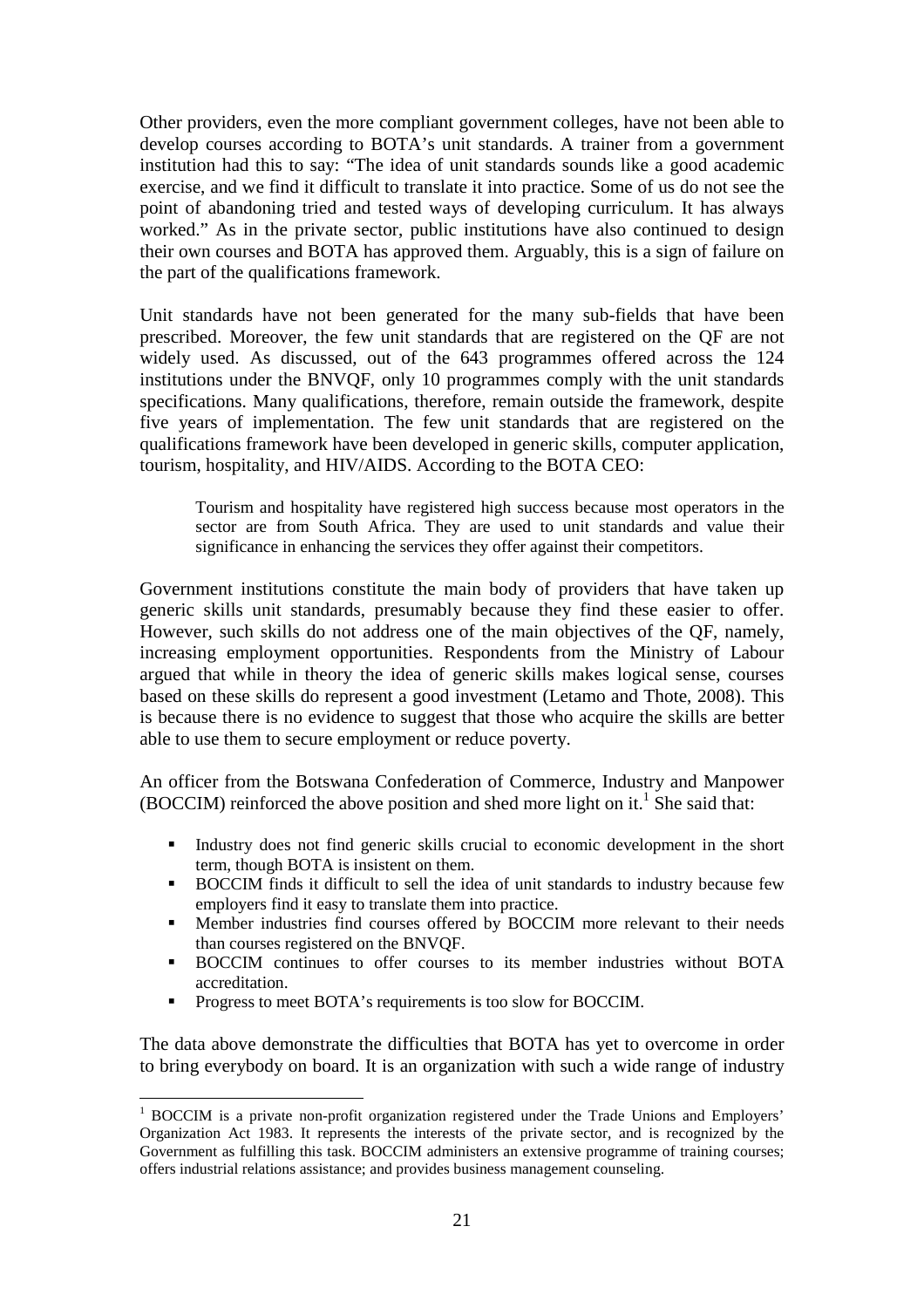Other providers, even the more compliant government colleges, have not been able to develop courses according to BOTA's unit standards. A trainer from a government institution had this to say: "The idea of unit standards sounds like a good academic exercise, and we find it difficult to translate it into practice. Some of us do not see the point of abandoning tried and tested ways of developing curriculum. It has always worked." As in the private sector, public institutions have also continued to design their own courses and BOTA has approved them. Arguably, this is a sign of failure on the part of the qualifications framework.

Unit standards have not been generated for the many sub-fields that have been prescribed. Moreover, the few unit standards that are registered on the QF are not widely used. As discussed, out of the 643 programmes offered across the 124 institutions under the BNVQF, only 10 programmes comply with the unit standards specifications. Many qualifications, therefore, remain outside the framework, despite five years of implementation. The few unit standards that are registered on the qualifications framework have been developed in generic skills, computer application, tourism, hospitality, and HIV/AIDS. According to the BOTA CEO:

> Tourism and hospitality have registered high success because most operators in the sector are from South Africa. They are used to unit standards and value their significance in enhancing the services they offer against their competitors.

Government institutions constitute the main body of providers that have taken up generic skills unit standards, presumably because they find these easier to offer. However, such skills do not address one of the main objectives of the QF, namely, increasing employment opportunities. Respondents from the Ministry of Labour argued that while in theory the idea of generic skills makes logical sense, courses based on these skills do represent a good investment (Letamo and Thote, 2008). This is because there is no evidence to suggest that those who acquire the skills are better able to use them to secure employment or reduce poverty.

An officer from the Botswana Confederation of Commerce, Industry and Manpower (BOCCIM) reinforced the above position and shed more light on it.[1] She said that:

- Industry does not find generic skills crucial to economic development in the short term, though BOTA is insistent on them.
- BOCCIM finds it difficult to sell the idea of unit standards to industry because few employers find it easy to translate them into practice.
- Member industries find courses offered by BOCCIM more relevant to their needs than courses registered on the BNVQF.
- BOCCIM continues to offer courses to its member industries without BOTA accreditation.
- Progress to meet BOTA's requirements is too slow for BOCCIM.

The data above demonstrate the difficulties that BOTA has yet to overcome in order to bring everybody on board. It is an organization with such a wide range of industry

[1] BOCCIM is a private non-profit organization registered under the Trade Unions and Employers' Organization Act 1983. It represents the interests of the private sector, and is recognized by the Government as fulfilling this task. BOCCIM administers an extensive programme of training courses; offers industrial relations assistance; and provides business management counseling.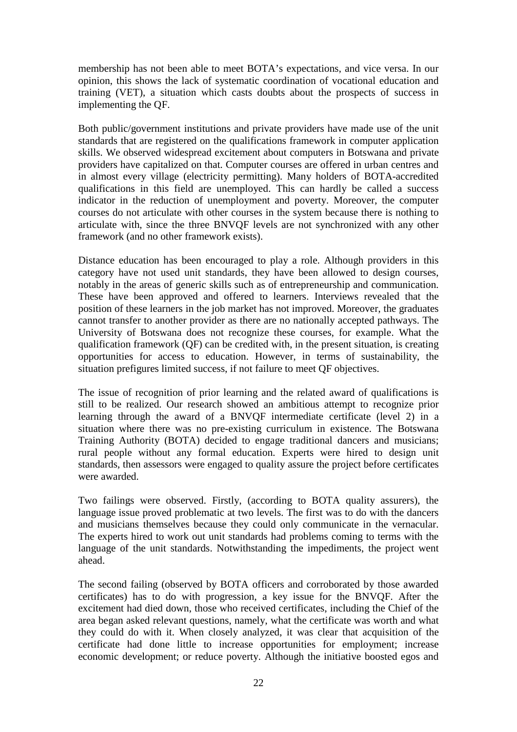membership has not been able to meet BOTA's expectations, and vice versa. In our opinion, this shows the lack of systematic coordination of vocational education and training (VET), a situation which casts doubts about the prospects of success in implementing the QF.

Both public/government institutions and private providers have made use of the unit standards that are registered on the qualifications framework in computer application skills. We observed widespread excitement about computers in Botswana and private providers have capitalized on that. Computer courses are offered in urban centres and in almost every village (electricity permitting). Many holders of BOTA-accredited qualifications in this field are unemployed. This can hardly be called a success indicator in the reduction of unemployment and poverty. Moreover, the computer courses do not articulate with other courses in the system because there is nothing to articulate with, since the three BNVQF levels are not synchronized with any other framework (and no other framework exists).

Distance education has been encouraged to play a role. Although providers in this category have not used unit standards, they have been allowed to design courses, notably in the areas of generic skills such as of entrepreneurship and communication. These have been approved and offered to learners. Interviews revealed that the position of these learners in the job market has not improved. Moreover, the graduates cannot transfer to another provider as there are no nationally accepted pathways. The University of Botswana does not recognize these courses, for example. What the qualification framework (QF) can be credited with, in the present situation, is creating opportunities for access to education. However, in terms of sustainability, the situation prefigures limited success, if not failure to meet QF objectives.

The issue of recognition of prior learning and the related award of qualifications is still to be realized. Our research showed an ambitious attempt to recognize prior learning through the award of a BNVQF intermediate certificate (level 2) in a situation where there was no pre-existing curriculum in existence. The Botswana Training Authority (BOTA) decided to engage traditional dancers and musicians; rural people without any formal education. Experts were hired to design unit standards, then assessors were engaged to quality assure the project before certificates were awarded.

Two failings were observed. Firstly, (according to BOTA quality assurers), the language issue proved problematic at two levels. The first was to do with the dancers and musicians themselves because they could only communicate in the vernacular. The experts hired to work out unit standards had problems coming to terms with the language of the unit standards. Notwithstanding the impediments, the project went ahead.

The second failing (observed by BOTA officers and corroborated by those awarded certificates) has to do with progression, a key issue for the BNVQF. After the excitement had died down, those who received certificates, including the Chief of the area began asked relevant questions, namely, what the certificate was worth and what they could do with it. When closely analyzed, it was clear that acquisition of the certificate had done little to increase opportunities for employment; increase economic development; or reduce poverty. Although the initiative boosted egos and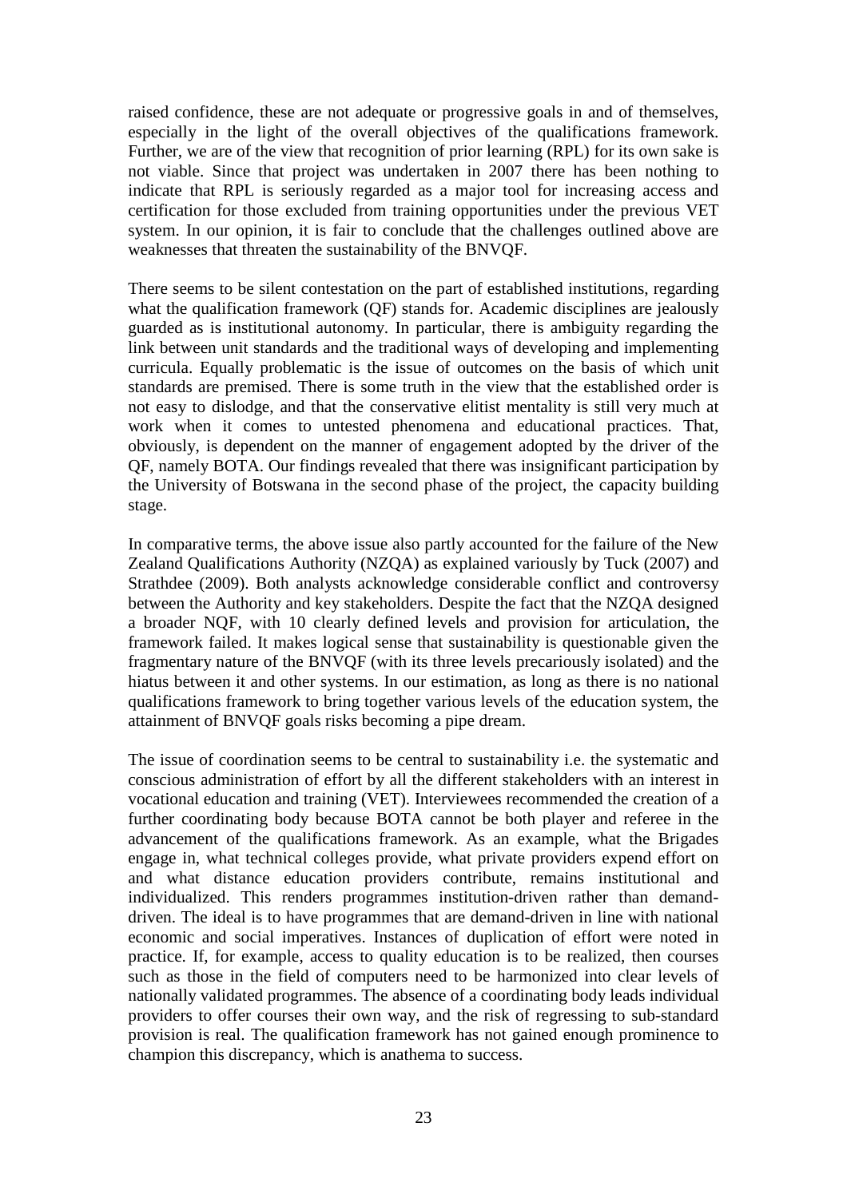raised confidence, these are not adequate or progressive goals in and of themselves, especially in the light of the overall objectives of the qualifications framework. Further, we are of the view that recognition of prior learning (RPL) for its own sake is not viable. Since that project was undertaken in 2007 there has been nothing to indicate that RPL is seriously regarded as a major tool for increasing access and certification for those excluded from training opportunities under the previous VET system. In our opinion, it is fair to conclude that the challenges outlined above are weaknesses that threaten the sustainability of the BNVQF.

There seems to be silent contestation on the part of established institutions, regarding what the qualification framework (QF) stands for. Academic disciplines are jealously guarded as is institutional autonomy. In particular, there is ambiguity regarding the link between unit standards and the traditional ways of developing and implementing curricula. Equally problematic is the issue of outcomes on the basis of which unit standards are premised. There is some truth in the view that the established order is not easy to dislodge, and that the conservative elitist mentality is still very much at work when it comes to untested phenomena and educational practices. That, obviously, is dependent on the manner of engagement adopted by the driver of the QF, namely BOTA. Our findings revealed that there was insignificant participation by the University of Botswana in the second phase of the project, the capacity building stage.

In comparative terms, the above issue also partly accounted for the failure of the New Zealand Qualifications Authority (NZQA) as explained variously by Tuck (2007) and Strathdee (2009). Both analysts acknowledge considerable conflict and controversy between the Authority and key stakeholders. Despite the fact that the NZQA designed a broader NQF, with 10 clearly defined levels and provision for articulation, the framework failed. It makes logical sense that sustainability is questionable given the fragmentary nature of the BNVQF (with its three levels precariously isolated) and the hiatus between it and other systems. In our estimation, as long as there is no national qualifications framework to bring together various levels of the education system, the attainment of BNVQF goals risks becoming a pipe dream.

The issue of coordination seems to be central to sustainability i.e. the systematic and conscious administration of effort by all the different stakeholders with an interest in vocational education and training (VET). Interviewees recommended the creation of a further coordinating body because BOTA cannot be both player and referee in the advancement of the qualifications framework. As an example, what the Brigades engage in, what technical colleges provide, what private providers expend effort on and what distance education providers contribute, remains institutional and individualized. This renders programmes institution-driven rather than demand-driven. The ideal is to have programmes that are demand-driven in line with national economic and social imperatives. Instances of duplication of effort were noted in practice. If, for example, access to quality education is to be realized, then courses such as those in the field of computers need to be harmonized into clear levels of nationally validated programmes. The absence of a coordinating body leads individual providers to offer courses their own way, and the risk of regressing to sub-standard provision is real. The qualification framework has not gained enough prominence to champion this discrepancy, which is anathema to success.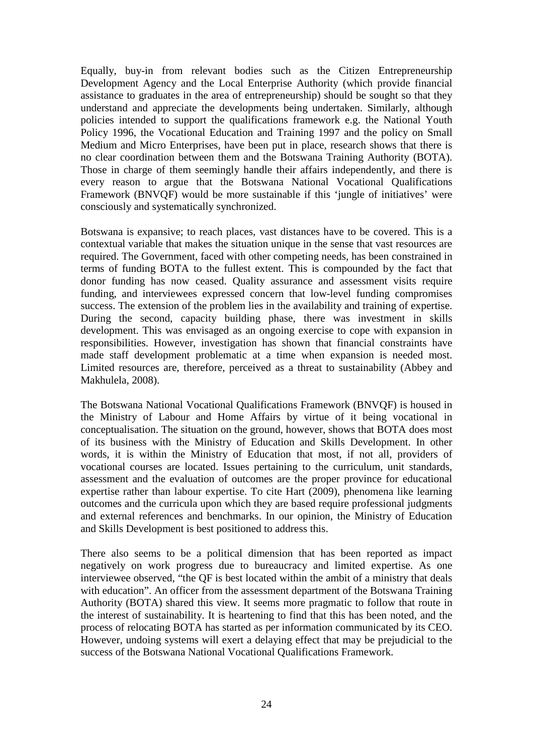Equally, buy-in from relevant bodies such as the Citizen Entrepreneurship Development Agency and the Local Enterprise Authority (which provide financial assistance to graduates in the area of entrepreneurship) should be sought so that they understand and appreciate the developments being undertaken. Similarly, although policies intended to support the qualifications framework e.g. the National Youth Policy 1996, the Vocational Education and Training 1997 and the policy on Small Medium and Micro Enterprises, have been put in place, research shows that there is no clear coordination between them and the Botswana Training Authority (BOTA). Those in charge of them seemingly handle their affairs independently, and there is every reason to argue that the Botswana National Vocational Qualifications Framework (BNVQF) would be more sustainable if this 'jungle of initiatives' were consciously and systematically synchronized.

Botswana is expansive; to reach places, vast distances have to be covered. This is a contextual variable that makes the situation unique in the sense that vast resources are required. The Government, faced with other competing needs, has been constrained in terms of funding BOTA to the fullest extent. This is compounded by the fact that donor funding has now ceased. Quality assurance and assessment visits require funding, and interviewees expressed concern that low-level funding compromises success. The extension of the problem lies in the availability and training of expertise. During the second, capacity building phase, there was investment in skills development. This was envisaged as an ongoing exercise to cope with expansion in responsibilities. However, investigation has shown that financial constraints have made staff development problematic at a time when expansion is needed most. Limited resources are, therefore, perceived as a threat to sustainability (Abbey and Makhulela, 2008).

The Botswana National Vocational Qualifications Framework (BNVQF) is housed in the Ministry of Labour and Home Affairs by virtue of it being vocational in conceptualisation. The situation on the ground, however, shows that BOTA does most of its business with the Ministry of Education and Skills Development. In other words, it is within the Ministry of Education that most, if not all, providers of vocational courses are located. Issues pertaining to the curriculum, unit standards, assessment and the evaluation of outcomes are the proper province for educational expertise rather than labour expertise. To cite Hart (2009), phenomena like learning outcomes and the curricula upon which they are based require professional judgments and external references and benchmarks. In our opinion, the Ministry of Education and Skills Development is best positioned to address this.

There also seems to be a political dimension that has been reported as impact negatively on work progress due to bureaucracy and limited expertise. As one interviewee observed, "the QF is best located within the ambit of a ministry that deals with education". An officer from the assessment department of the Botswana Training Authority (BOTA) shared this view. It seems more pragmatic to follow that route in the interest of sustainability. It is heartening to find that this has been noted, and the process of relocating BOTA has started as per information communicated by its CEO. However, undoing systems will exert a delaying effect that may be prejudicial to the success of the Botswana National Vocational Qualifications Framework.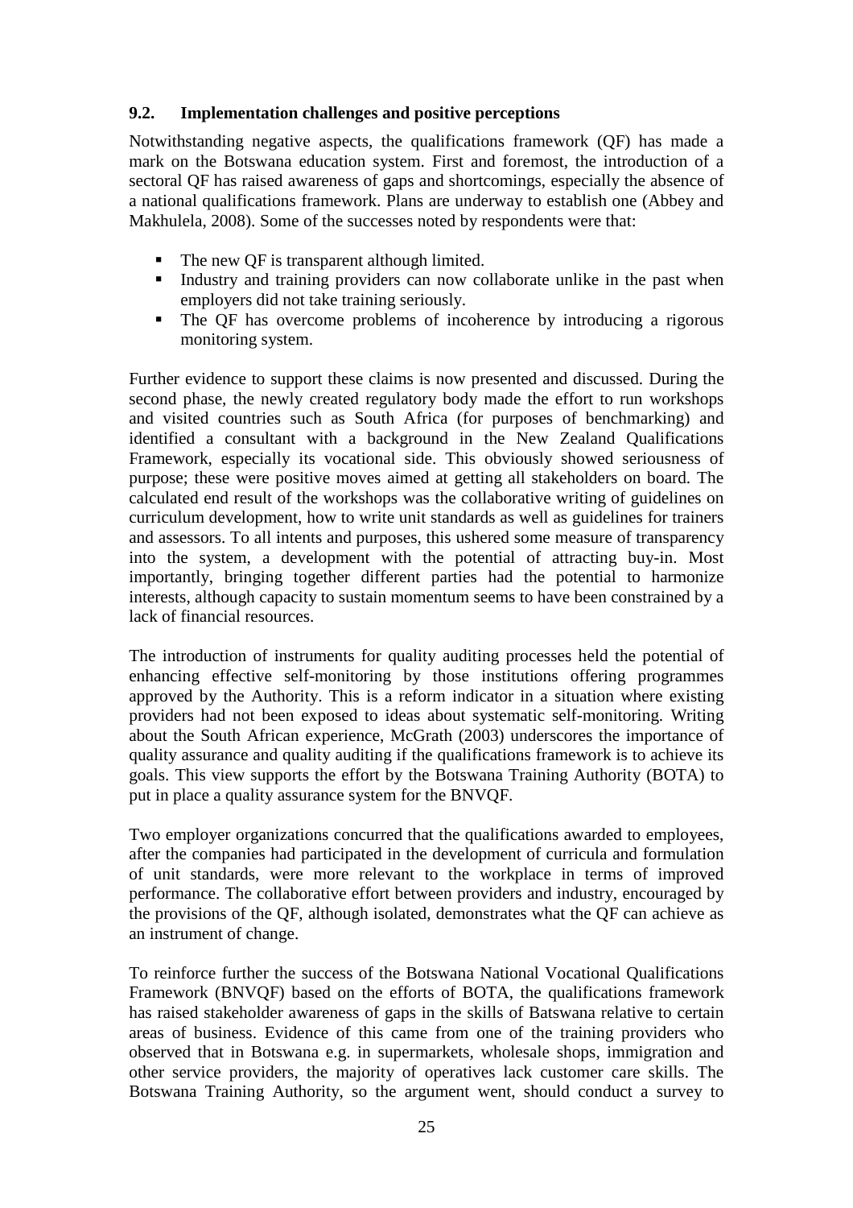### 9.2. Implementation challenges and positive perceptions

Notwithstanding negative aspects, the qualifications framework (QF) has made a mark on the Botswana education system. First and foremost, the introduction of a sectoral QF has raised awareness of gaps and shortcomings, especially the absence of a national qualifications framework. Plans are underway to establish one (Abbey and Makhulela, 2008). Some of the successes noted by respondents were that:

- The new QF is transparent although limited.
- Industry and training providers can now collaborate unlike in the past when employers did not take training seriously.
- The QF has overcome problems of incoherence by introducing a rigorous monitoring system.

Further evidence to support these claims is now presented and discussed. During the second phase, the newly created regulatory body made the effort to run workshops and visited countries such as South Africa (for purposes of benchmarking) and identified a consultant with a background in the New Zealand Qualifications Framework, especially its vocational side. This obviously showed seriousness of purpose; these were positive moves aimed at getting all stakeholders on board. The calculated end result of the workshops was the collaborative writing of guidelines on curriculum development, how to write unit standards as well as guidelines for trainers and assessors. To all intents and purposes, this ushered some measure of transparency into the system, a development with the potential of attracting buy-in. Most importantly, bringing together different parties had the potential to harmonize interests, although capacity to sustain momentum seems to have been constrained by a lack of financial resources.

The introduction of instruments for quality auditing processes held the potential of enhancing effective self-monitoring by those institutions offering programmes approved by the Authority. This is a reform indicator in a situation where existing providers had not been exposed to ideas about systematic self-monitoring. Writing about the South African experience, McGrath (2003) underscores the importance of quality assurance and quality auditing if the qualifications framework is to achieve its goals. This view supports the effort by the Botswana Training Authority (BOTA) to put in place a quality assurance system for the BNVQF.

Two employer organizations concurred that the qualifications awarded to employees, after the companies had participated in the development of curricula and formulation of unit standards, were more relevant to the workplace in terms of improved performance. The collaborative effort between providers and industry, encouraged by the provisions of the QF, although isolated, demonstrates what the QF can achieve as an instrument of change.

To reinforce further the success of the Botswana National Vocational Qualifications Framework (BNVQF) based on the efforts of BOTA, the qualifications framework has raised stakeholder awareness of gaps in the skills of Batswana relative to certain areas of business. Evidence of this came from one of the training providers who observed that in Botswana e.g. in supermarkets, wholesale shops, immigration and other service providers, the majority of operatives lack customer care skills. The Botswana Training Authority, so the argument went, should conduct a survey to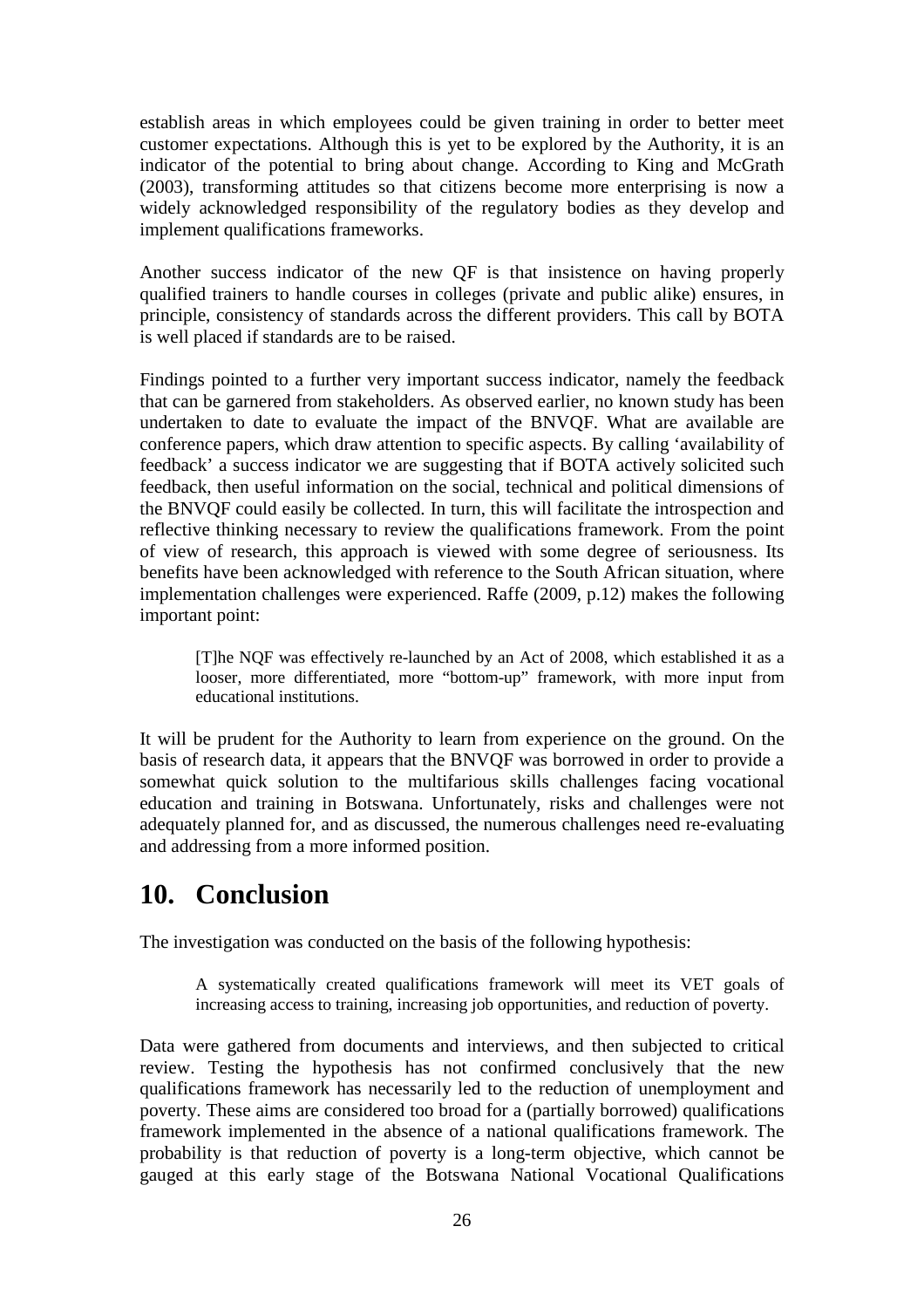establish areas in which employees could be given training in order to better meet customer expectations. Although this is yet to be explored by the Authority, it is an indicator of the potential to bring about change. According to King and McGrath (2003), transforming attitudes so that citizens become more enterprising is now a widely acknowledged responsibility of the regulatory bodies as they develop and implement qualifications frameworks.

Another success indicator of the new QF is that insistence on having properly qualified trainers to handle courses in colleges (private and public alike) ensures, in principle, consistency of standards across the different providers. This call by BOTA is well placed if standards are to be raised.

Findings pointed to a further very important success indicator, namely the feedback that can be garnered from stakeholders. As observed earlier, no known study has been undertaken to date to evaluate the impact of the BNVQF. What are available are conference papers, which draw attention to specific aspects. By calling 'availability of feedback' a success indicator we are suggesting that if BOTA actively solicited such feedback, then useful information on the social, technical and political dimensions of the BNVQF could easily be collected. In turn, this will facilitate the introspection and reflective thinking necessary to review the qualifications framework. From the point of view of research, this approach is viewed with some degree of seriousness. Its benefits have been acknowledged with reference to the South African situation, where implementation challenges were experienced. Raffe (2009, p.12) makes the following important point:

> [T]he NQF was effectively re-launched by an Act of 2008, which established it as a looser, more differentiated, more "bottom-up" framework, with more input from educational institutions.

It will be prudent for the Authority to learn from experience on the ground. On the basis of research data, it appears that the BNVQF was borrowed in order to provide a somewhat quick solution to the multifarious skills challenges facing vocational education and training in Botswana. Unfortunately, risks and challenges were not adequately planned for, and as discussed, the numerous challenges need re-evaluating and addressing from a more informed position.

# 10. Conclusion

The investigation was conducted on the basis of the following hypothesis:

> A systematically created qualifications framework will meet its VET goals of increasing access to training, increasing job opportunities, and reduction of poverty.

Data were gathered from documents and interviews, and then subjected to critical review. Testing the hypothesis has not confirmed conclusively that the new qualifications framework has necessarily led to the reduction of unemployment and poverty. These aims are considered too broad for a (partially borrowed) qualifications framework implemented in the absence of a national qualifications framework. The probability is that reduction of poverty is a long-term objective, which cannot be gauged at this early stage of the Botswana National Vocational Qualifications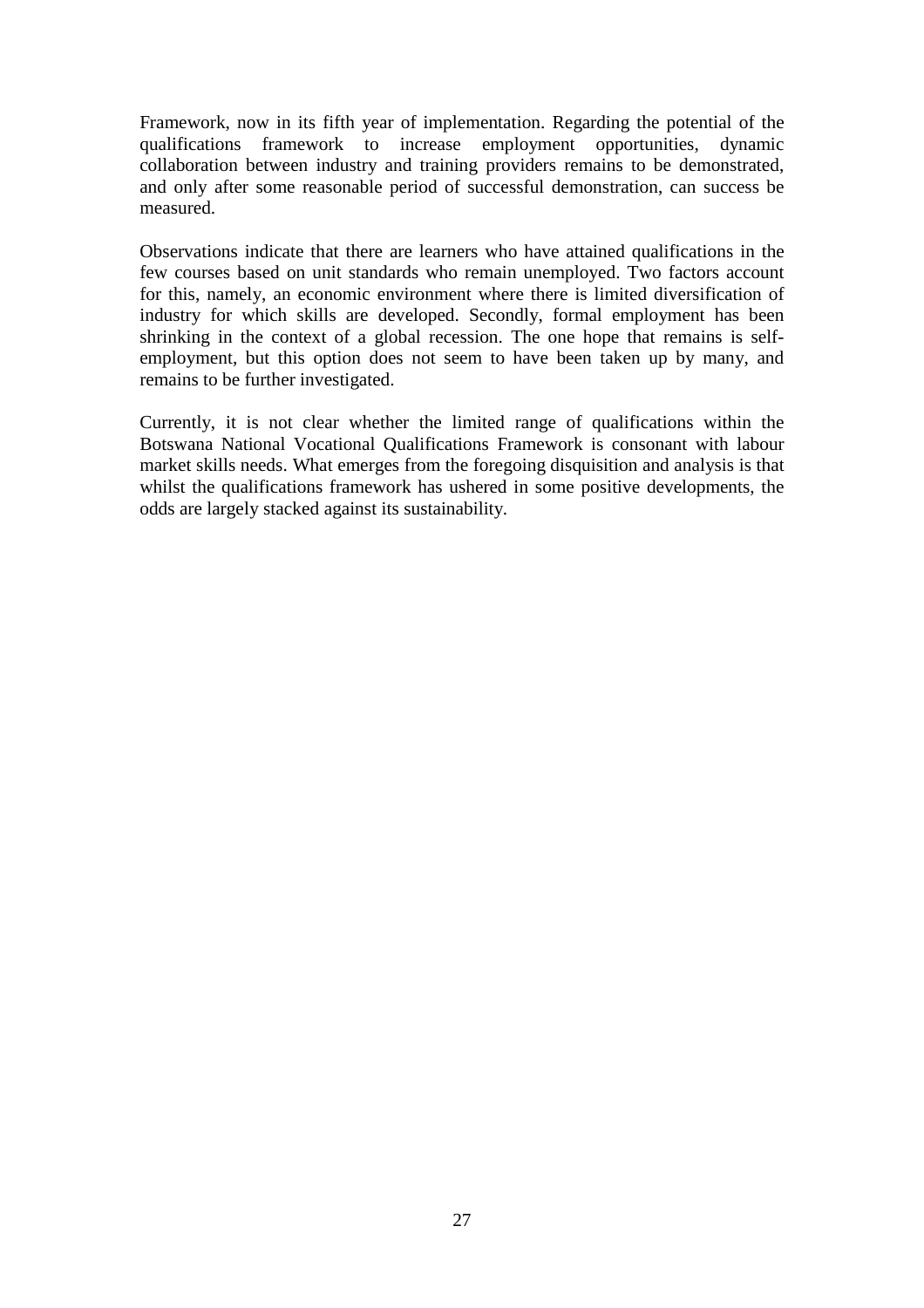Framework, now in its fifth year of implementation. Regarding the potential of the qualifications framework to increase employment opportunities, dynamic collaboration between industry and training providers remains to be demonstrated, and only after some reasonable period of successful demonstration, can success be measured.

Observations indicate that there are learners who have attained qualifications in the few courses based on unit standards who remain unemployed. Two factors account for this, namely, an economic environment where there is limited diversification of industry for which skills are developed. Secondly, formal employment has been shrinking in the context of a global recession. The one hope that remains is self-employment, but this option does not seem to have been taken up by many, and remains to be further investigated.

Currently, it is not clear whether the limited range of qualifications within the Botswana National Vocational Qualifications Framework is consonant with labour market skills needs. What emerges from the foregoing disquisition and analysis is that whilst the qualifications framework has ushered in some positive developments, the odds are largely stacked against its sustainability.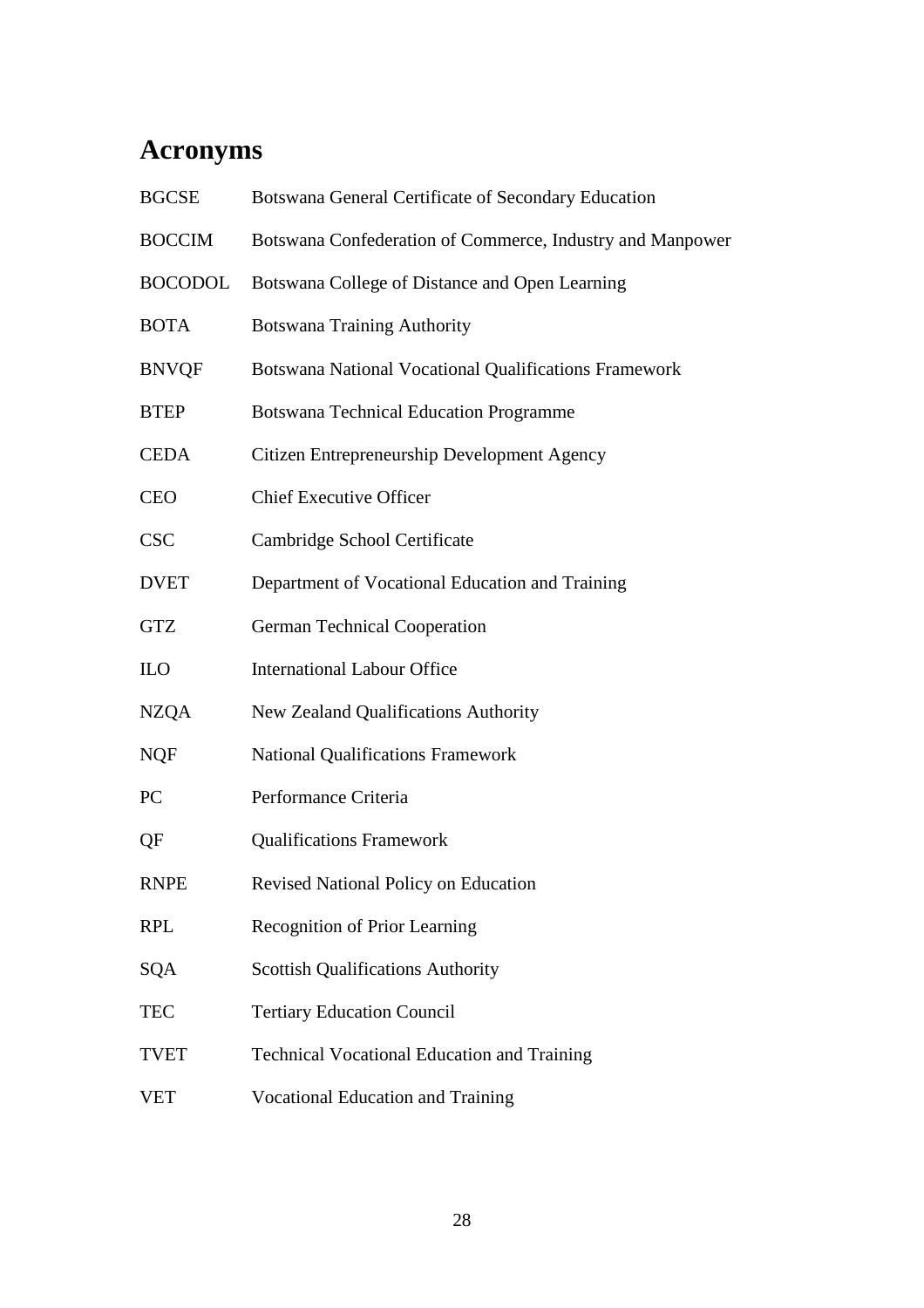# Acronyms

| | |
|---|---|
| BGCSE | Botswana General Certificate of Secondary Education |
| BOCCIM | Botswana Confederation of Commerce, Industry and Manpower |
| BOCODOL | Botswana College of Distance and Open Learning |
| BOTA | Botswana Training Authority |
| BNVQF | Botswana National Vocational Qualifications Framework |
| BTEP | Botswana Technical Education Programme |
| CEDA | Citizen Entrepreneurship Development Agency |
| CEO | Chief Executive Officer |
| CSC | Cambridge School Certificate |
| DVET | Department of Vocational Education and Training |
| GTZ | German Technical Cooperation |
| ILO | International Labour Office |
| NZQA | New Zealand Qualifications Authority |
| NQF | National Qualifications Framework |
| PC | Performance Criteria |
| QF | Qualifications Framework |
| RNPE | Revised National Policy on Education |
| RPL | Recognition of Prior Learning |
| SQA | Scottish Qualifications Authority |
| TEC | Tertiary Education Council |
| TVET | Technical Vocational Education and Training |
| VET | Vocational Education and Training |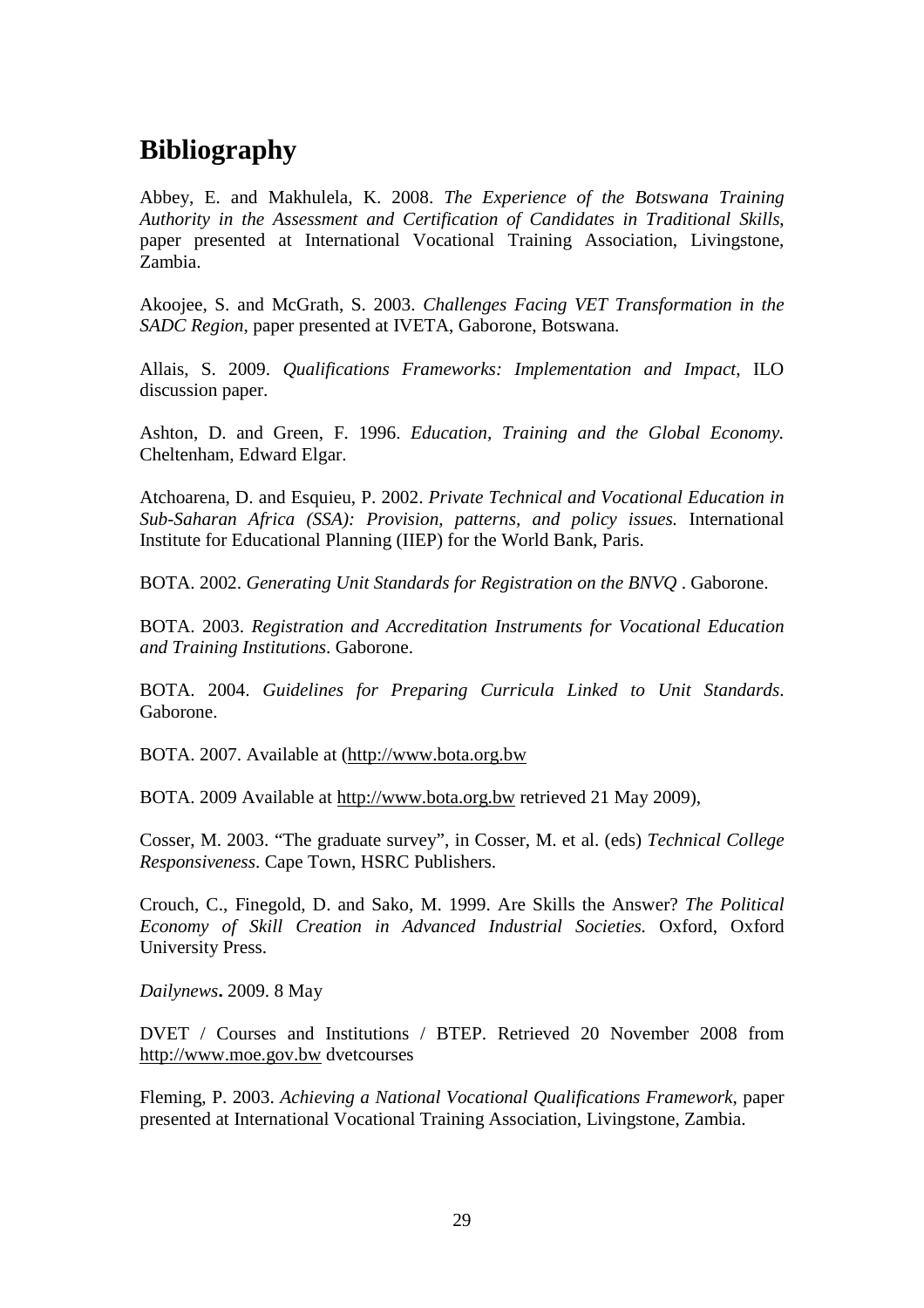# Bibliography

Abbey, E. and Makhulela, K. 2008. *The Experience of the Botswana Training Authority in the Assessment and Certification of Candidates in Traditional Skills*, paper presented at International Vocational Training Association, Livingstone, Zambia.

Akoojee, S. and McGrath, S. 2003. *Challenges Facing VET Transformation in the SADC Region*, paper presented at IVETA, Gaborone, Botswana.

Allais, S. 2009. *Qualifications Frameworks: Implementation and Impact*, ILO discussion paper.

Ashton, D. and Green, F. 1996. *Education, Training and the Global Economy.* Cheltenham, Edward Elgar.

Atchoarena, D. and Esquieu, P. 2002. *Private Technical and Vocational Education in Sub-Saharan Africa (SSA): Provision, patterns, and policy issues.* International Institute for Educational Planning (IIEP) for the World Bank, Paris.

BOTA. 2002. *Generating Unit Standards for Registration on the BNVQ* . Gaborone.

BOTA. 2003. *Registration and Accreditation Instruments for Vocational Education and Training Institutions*. Gaborone.

BOTA. 2004. *Guidelines for Preparing Curricula Linked to Unit Standards*. Gaborone.

BOTA. 2007. Available at (http://www.bota.org.bw

BOTA. 2009 Available at http://www.bota.org.bw retrieved 21 May 2009),

Cosser, M. 2003. "The graduate survey", in Cosser, M. et al. (eds) *Technical College Responsiveness*. Cape Town, HSRC Publishers.

Crouch, C., Finegold, D. and Sako, M. 1999. Are Skills the Answer? *The Political Economy of Skill Creation in Advanced Industrial Societies.* Oxford, Oxford University Press.

*Dailynews***.** 2009. 8 May

DVET / Courses and Institutions / BTEP. Retrieved 20 November 2008 from http://www.moe.gov.bw dvetcourses

Fleming, P. 2003. *Achieving a National Vocational Qualifications Framework*, paper presented at International Vocational Training Association, Livingstone, Zambia.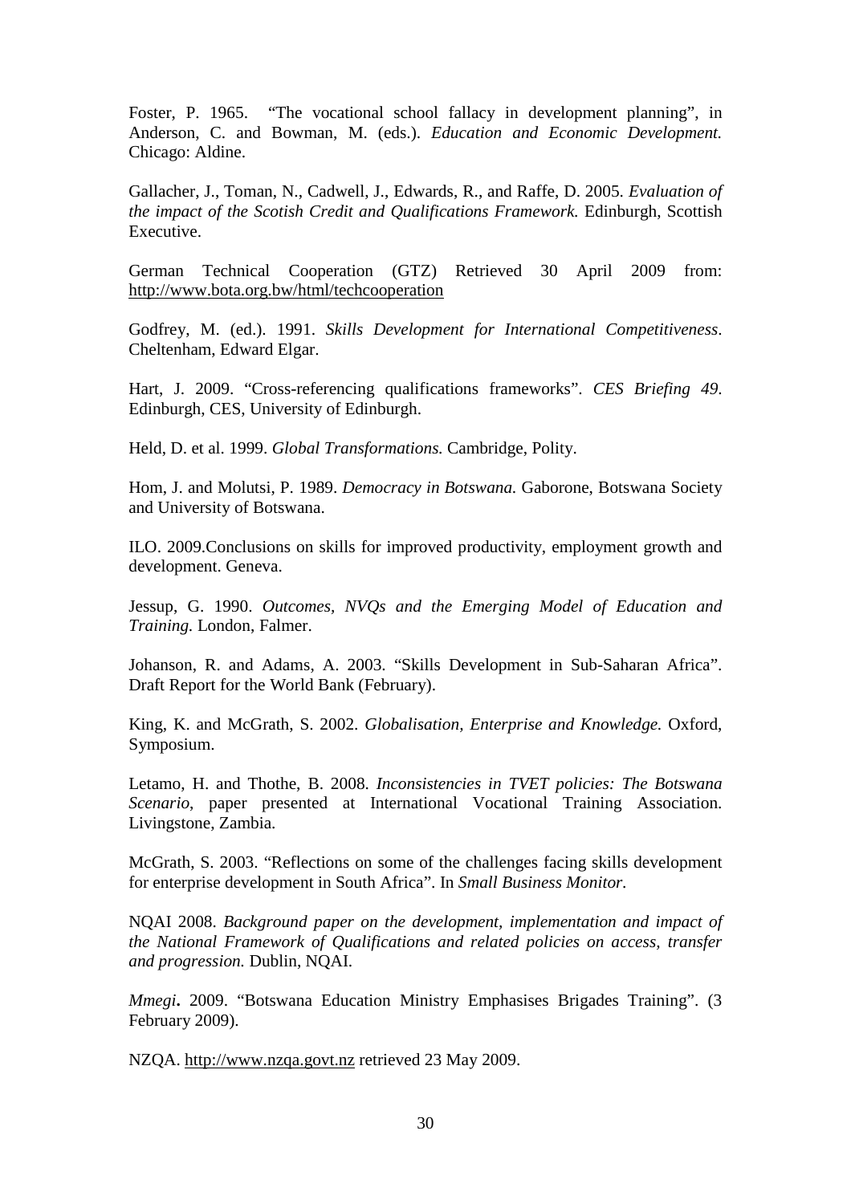Foster, P. 1965. "The vocational school fallacy in development planning", in Anderson, C. and Bowman, M. (eds.). *Education and Economic Development.* Chicago: Aldine.

Gallacher, J., Toman, N., Cadwell, J., Edwards, R., and Raffe, D. 2005. *Evaluation of the impact of the Scottish Credit and Qualifications Framework.* Edinburgh, Scottish Executive.

German Technical Cooperation (GTZ) Retrieved 30 April 2009 from: http://www.bota.org.bw/html/techcooperation

Godfrey, M. (ed.). 1991. *Skills Development for International Competitiveness*. Cheltenham, Edward Elgar.

Hart, J. 2009. "Cross-referencing qualifications frameworks". *CES Briefing 49*. Edinburgh, CES, University of Edinburgh.

Held, D. et al. 1999. *Global Transformations.* Cambridge, Polity.

Hom, J. and Molutsi, P. 1989. *Democracy in Botswana.* Gaborone, Botswana Society and University of Botswana.

ILO. 2009.Conclusions on skills for improved productivity, employment growth and development. Geneva.

Jessup, G. 1990. *Outcomes, NVQs and the Emerging Model of Education and Training.* London, Falmer.

Johanson, R. and Adams, A. 2003. "Skills Development in Sub-Saharan Africa". Draft Report for the World Bank (February).

King, K. and McGrath, S. 2002. *Globalisation, Enterprise and Knowledge.* Oxford, Symposium.

Letamo, H. and Thothe, B. 2008. *Inconsistencies in TVET policies: The Botswana Scenario*, paper presented at International Vocational Training Association. Livingstone, Zambia.

McGrath, S. 2003. "Reflections on some of the challenges facing skills development for enterprise development in South Africa". In *Small Business Monitor.*

NQAI 2008. *Background paper on the development, implementation and impact of the National Framework of Qualifications and related policies on access, transfer and progression.* Dublin, NQAI.

*Mmegi***.** 2009. "Botswana Education Ministry Emphasises Brigades Training". (3 February 2009).

NZQA. http://www.nzqa.govt.nz retrieved 23 May 2009.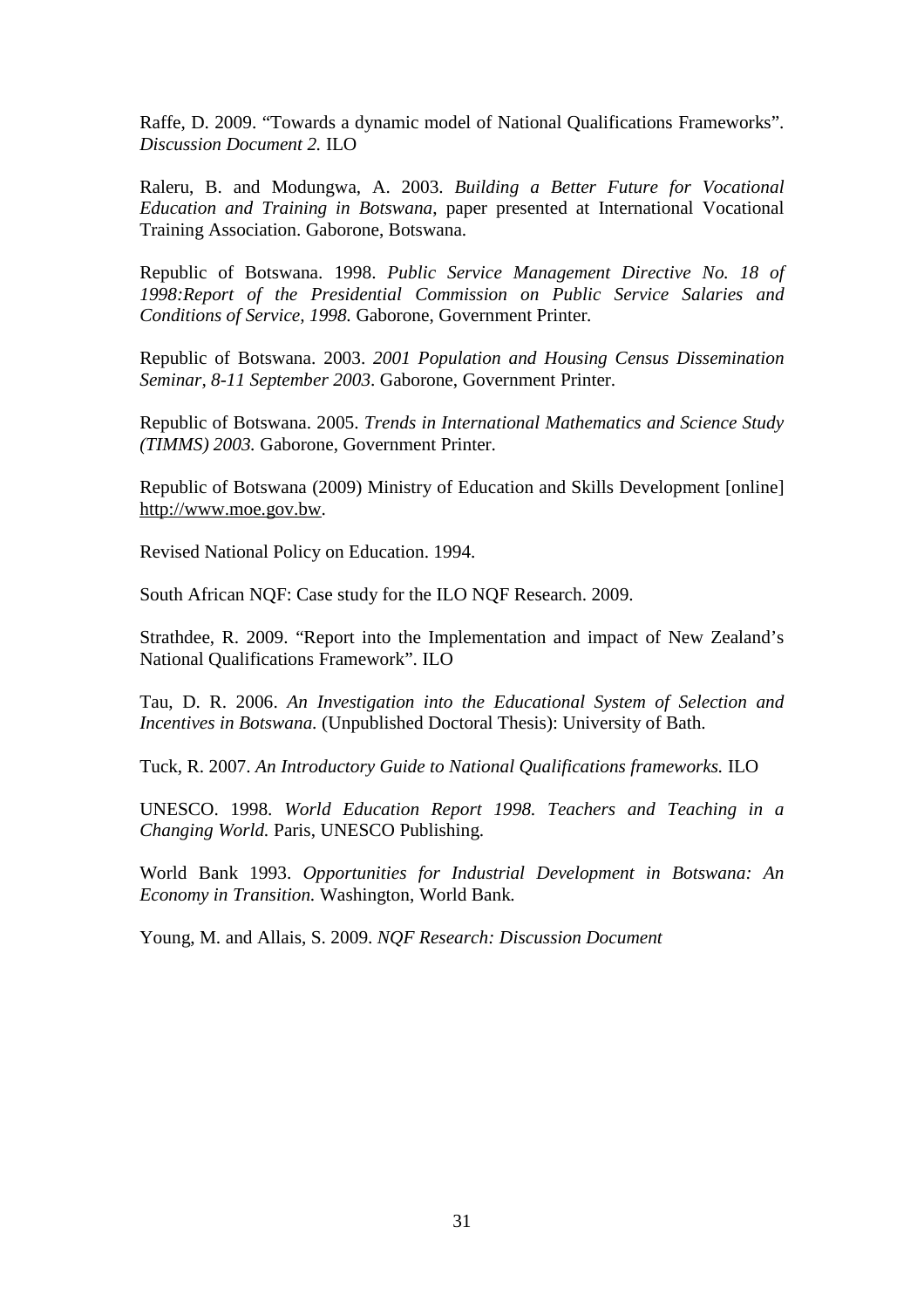Raffe, D. 2009. “Towards a dynamic model of National Qualifications Frameworks”. *Discussion Document 2.* ILO

Raleru, B. and Modungwa, A. 2003. *Building a Better Future for Vocational Education and Training in Botswana*, paper presented at International Vocational Training Association. Gaborone, Botswana.

Republic of Botswana. 1998. *Public Service Management Directive No. 18 of 1998:Report of the Presidential Commission on Public Service Salaries and Conditions of Service, 1998.* Gaborone, Government Printer.

Republic of Botswana. 2003. *2001 Population and Housing Census Dissemination Seminar, 8-11 September 2003*. Gaborone, Government Printer.

Republic of Botswana. 2005. *Trends in International Mathematics and Science Study (TIMMS) 2003.* Gaborone, Government Printer.

Republic of Botswana (2009) Ministry of Education and Skills Development [online] http://www.moe.gov.bw.

Revised National Policy on Education. 1994.

South African NQF: Case study for the ILO NQF Research. 2009.

Strathdee, R. 2009. “Report into the Implementation and impact of New Zealand’s National Qualifications Framework”. ILO

Tau, D. R. 2006. *An Investigation into the Educational System of Selection and Incentives in Botswana.* (Unpublished Doctoral Thesis): University of Bath.

Tuck, R. 2007. *An Introductory Guide to National Qualifications frameworks.* ILO

UNESCO. 1998. *World Education Report 1998. Teachers and Teaching in a Changing World.* Paris, UNESCO Publishing.

World Bank 1993. *Opportunities for Industrial Development in Botswana: An Economy in Transition.* Washington, World Bank.

Young, M. and Allais, S. 2009. *NQF Research: Discussion Document*